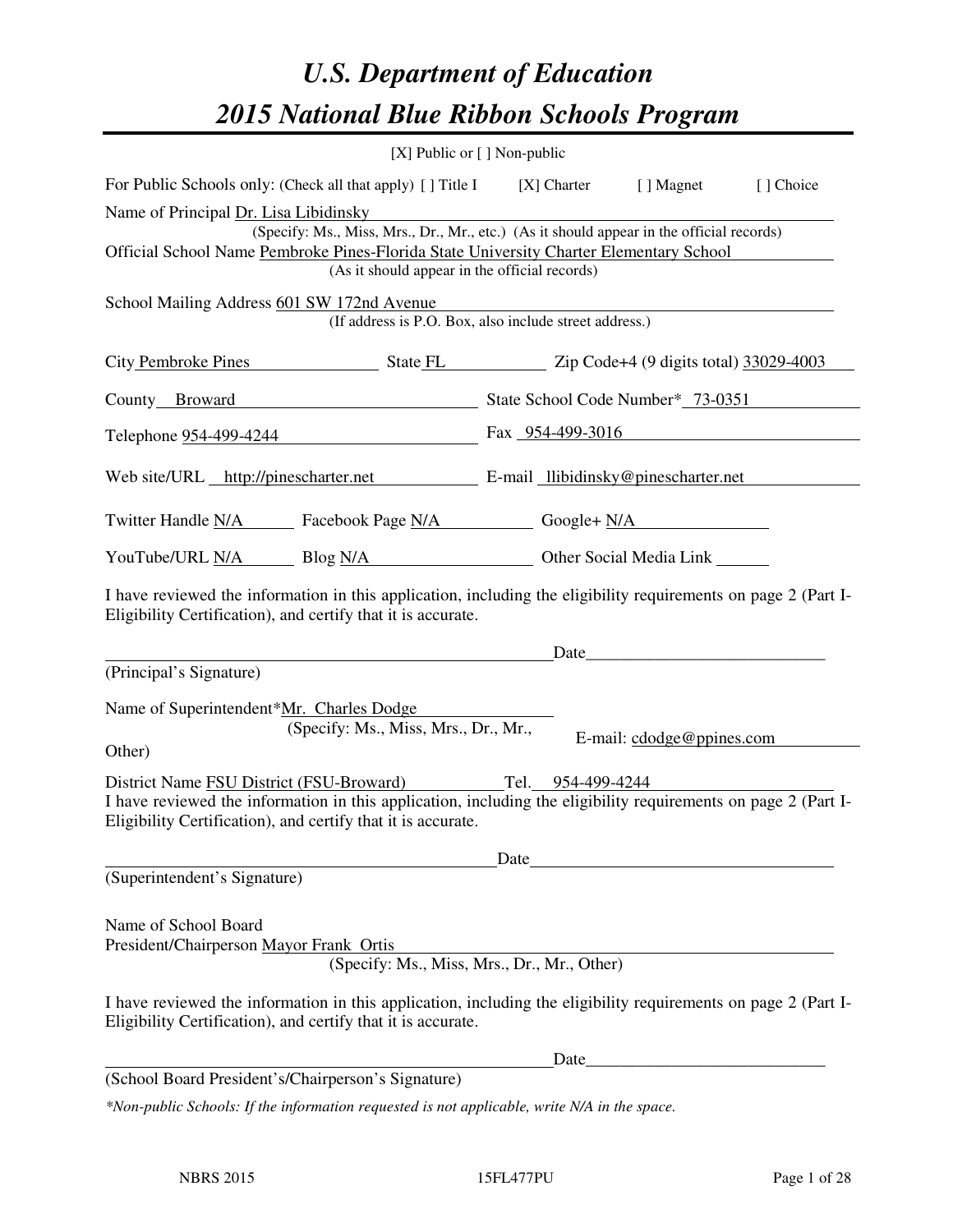# *U.S. Department of Education*

# *2015 National Blue Ribbon Schools Program*

[X] Public or [ ] Non-public

For Public Schools only: (Check all that apply) [ ] Title I [X] Charter [ ] Magnet [ ] Choice

Name of Principal Dr. Lisa Libidinsky

(Specify: Ms., Miss, Mrs., Dr., Mr., etc.) (As it should appear in the official records)

Official School Name Pembroke Pines-Florida State University Charter Elementary School

(As it should appear in the official records)

School Mailing Address 601 SW 172nd Avenue

(If address is P.O. Box, also include street address.)

City Pembroke Pines State FL Zip Code+4 (9 digits total) 33029-4003

County Broward State School Code Number* 73-0351

Telephone 954-499-4244 Fax 954-499-3016

Web site/URL http://pinescharter.net E-mail llibidinsky@pinescharter.net

Twitter Handle N/A Facebook Page N/A Google+ N/A

YouTube/URL N/A Blog N/A Other Social Media Link

I have reviewed the information in this application, including the eligibility requirements on page 2 (Part I-Eligibility Certification), and certify that it is accurate.

Date

(Principal's Signature)

Name of Superintendent*Mr. Charles Dodge

(Specify: Ms., Miss, Mrs., Dr., Mr., Other)

E-mail: cdodge@ppines.com

District Name FSU District (FSU-Broward) Tel. 954-499-4244

I have reviewed the information in this application, including the eligibility requirements on page 2 (Part I-Eligibility Certification), and certify that it is accurate.

Date

(Superintendent's Signature)

Name of School Board President/Chairperson Mayor Frank Ortis

(Specify: Ms., Miss, Mrs., Dr., Mr., Other)

I have reviewed the information in this application, including the eligibility requirements on page 2 (Part I-Eligibility Certification), and certify that it is accurate.

Date

(School Board President's/Chairperson's Signature)

*\*Non-public Schools: If the information requested is not applicable, write N/A in the space.*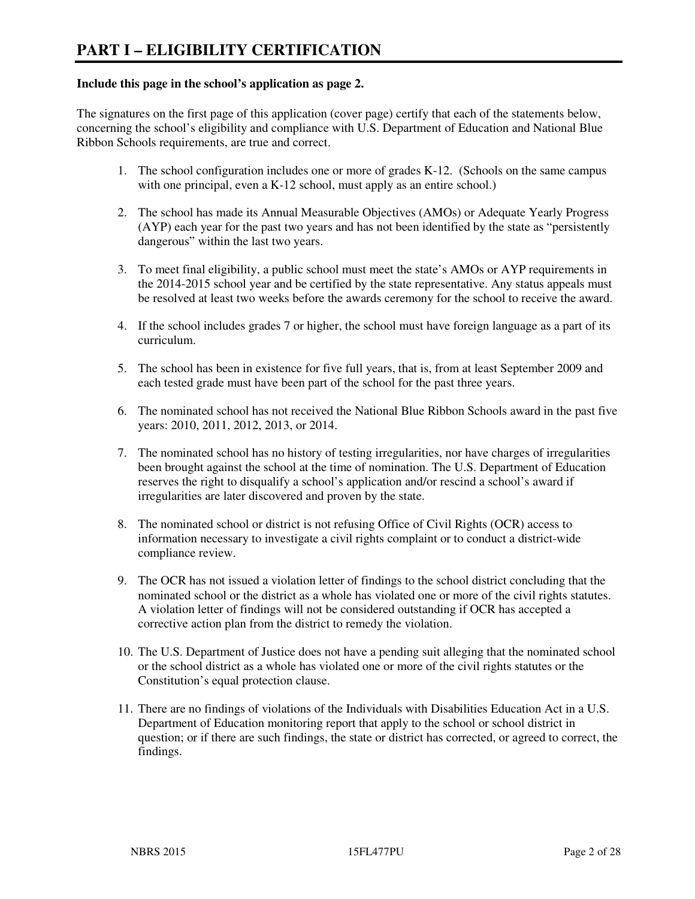# PART I – ELIGIBILITY CERTIFICATION

**Include this page in the school's application as page 2.**

The signatures on the first page of this application (cover page) certify that each of the statements below, concerning the school's eligibility and compliance with U.S. Department of Education and National Blue Ribbon Schools requirements, are true and correct.

1. The school configuration includes one or more of grades K-12. (Schools on the same campus with one principal, even a K-12 school, must apply as an entire school.)

2. The school has made its Annual Measurable Objectives (AMOs) or Adequate Yearly Progress (AYP) each year for the past two years and has not been identified by the state as "persistently dangerous" within the last two years.

3. To meet final eligibility, a public school must meet the state's AMOs or AYP requirements in the 2014-2015 school year and be certified by the state representative. Any status appeals must be resolved at least two weeks before the awards ceremony for the school to receive the award.

4. If the school includes grades 7 or higher, the school must have foreign language as a part of its curriculum.

5. The school has been in existence for five full years, that is, from at least September 2009 and each tested grade must have been part of the school for the past three years.

6. The nominated school has not received the National Blue Ribbon Schools award in the past five years: 2010, 2011, 2012, 2013, or 2014.

7. The nominated school has no history of testing irregularities, nor have charges of irregularities been brought against the school at the time of nomination. The U.S. Department of Education reserves the right to disqualify a school's application and/or rescind a school's award if irregularities are later discovered and proven by the state.

8. The nominated school or district is not refusing Office of Civil Rights (OCR) access to information necessary to investigate a civil rights complaint or to conduct a district-wide compliance review.

9. The OCR has not issued a violation letter of findings to the school district concluding that the nominated school or the district as a whole has violated one or more of the civil rights statutes. A violation letter of findings will not be considered outstanding if OCR has accepted a corrective action plan from the district to remedy the violation.

10. The U.S. Department of Justice does not have a pending suit alleging that the nominated school or the school district as a whole has violated one or more of the civil rights statutes or the Constitution's equal protection clause.

11. There are no findings of violations of the Individuals with Disabilities Education Act in a U.S. Department of Education monitoring report that apply to the school or school district in question; or if there are such findings, the state or district has corrected, or agreed to correct, the findings.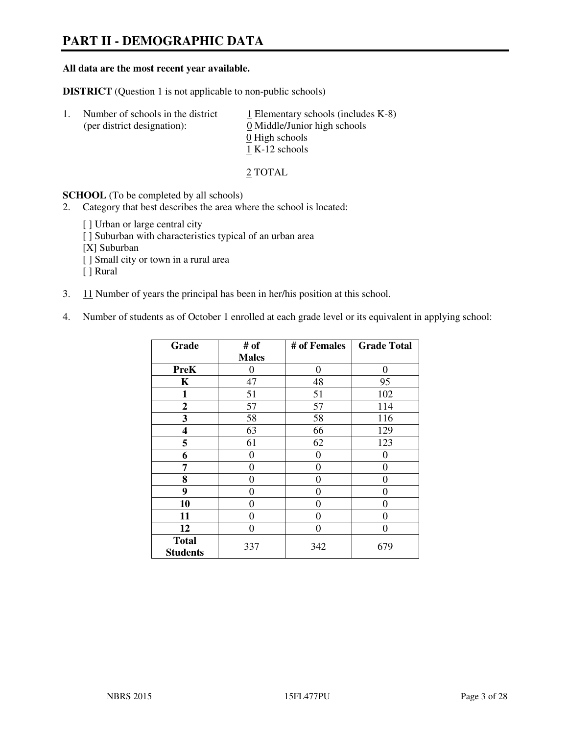# PART II - DEMOGRAPHIC DATA

**All data are the most recent year available.**

**DISTRICT** (Question 1 is not applicable to non-public schools)

1. Number of schools in the district (per district designation):
   - 1 Elementary schools (includes K-8)
   - 0 Middle/Junior high schools
   - 0 High schools
   - 1 K-12 schools

   2 TOTAL

**SCHOOL** (To be completed by all schools)

2. Category that best describes the area where the school is located:

   [ ] Urban or large central city
   [ ] Suburban with characteristics typical of an urban area
   [X] Suburban
   [ ] Small city or town in a rural area
   [ ] Rural

3. 11 Number of years the principal has been in her/his position at this school.

4. Number of students as of October 1 enrolled at each grade level or its equivalent in applying school:

| Grade | # of Males | # of Females | Grade Total |
|---|---|---|---|
| **PreK** | 0 | 0 | 0 |
| **K** | 47 | 48 | 95 |
| **1** | 51 | 51 | 102 |
| **2** | 57 | 57 | 114 |
| **3** | 58 | 58 | 116 |
| **4** | 63 | 66 | 129 |
| **5** | 61 | 62 | 123 |
| **6** | 0 | 0 | 0 |
| **7** | 0 | 0 | 0 |
| **8** | 0 | 0 | 0 |
| **9** | 0 | 0 | 0 |
| **10** | 0 | 0 | 0 |
| **11** | 0 | 0 | 0 |
| **12** | 0 | 0 | 0 |
| **Total Students** | 337 | 342 | 679 |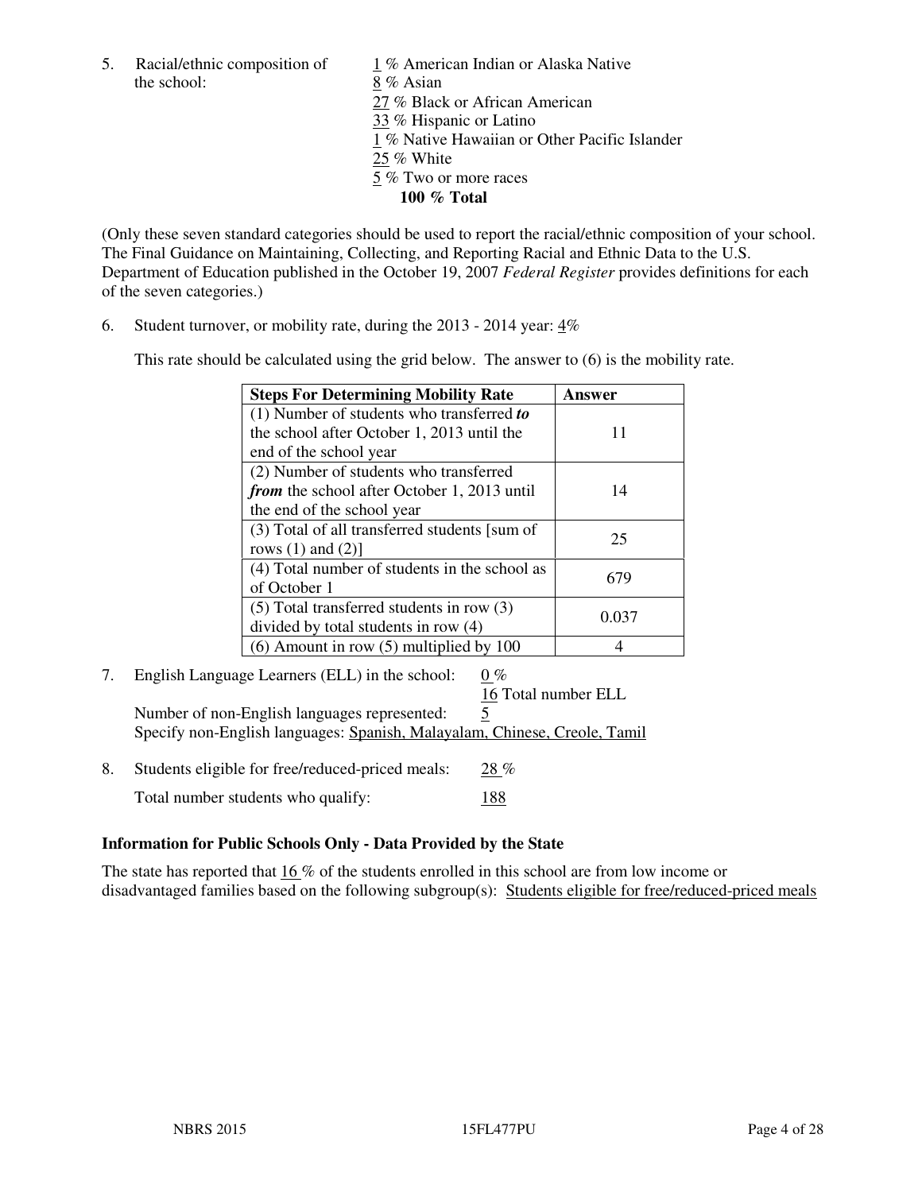5. Racial/ethnic composition of the school:

1 % American Indian or Alaska Native
8 % Asian
27 % Black or African American
33 % Hispanic or Latino
1 % Native Hawaiian or Other Pacific Islander
25 % White
5 % Two or more races
**100 % Total**

(Only these seven standard categories should be used to report the racial/ethnic composition of your school. The Final Guidance on Maintaining, Collecting, and Reporting Racial and Ethnic Data to the U.S. Department of Education published in the October 19, 2007 *Federal Register* provides definitions for each of the seven categories.)

6. Student turnover, or mobility rate, during the 2013 - 2014 year: 4%

This rate should be calculated using the grid below. The answer to (6) is the mobility rate.

| **Steps For Determining Mobility Rate** | **Answer** |
|---|---|
| (1) Number of students who transferred ***to*** the school after October 1, 2013 until the end of the school year | 11 |
| (2) Number of students who transferred ***from*** the school after October 1, 2013 until the end of the school year | 14 |
| (3) Total of all transferred students [sum of rows (1) and (2)] | 25 |
| (4) Total number of students in the school as of October 1 | 679 |
| (5) Total transferred students in row (3) divided by total students in row (4) | 0.037 |
| (6) Amount in row (5) multiplied by 100 | 4 |

7. English Language Learners (ELL) in the school: 0 %
16 Total number ELL
Number of non-English languages represented: 5
Specify non-English languages: Spanish, Malayalam, Chinese, Creole, Tamil

8. Students eligible for free/reduced-priced meals: 28 %
Total number students who qualify: 188

**Information for Public Schools Only - Data Provided by the State**

The state has reported that 16 % of the students enrolled in this school are from low income or disadvantaged families based on the following subgroup(s): Students eligible for free/reduced-priced meals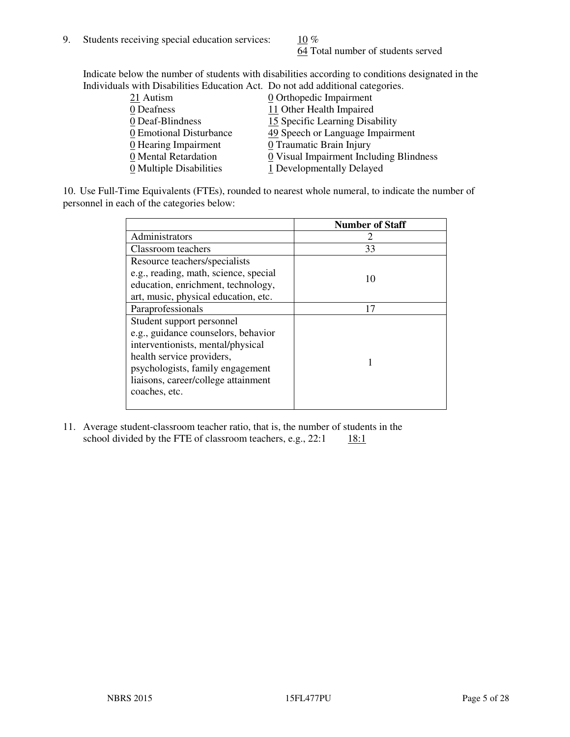9. Students receiving special education services: 10 %
64 Total number of students served

Indicate below the number of students with disabilities according to conditions designated in the Individuals with Disabilities Education Act. Do not add additional categories.

| | |
|---|---|
| 21 Autism | 0 Orthopedic Impairment |
| 0 Deafness | 11 Other Health Impaired |
| 0 Deaf-Blindness | 15 Specific Learning Disability |
| 0 Emotional Disturbance | 49 Speech or Language Impairment |
| 0 Hearing Impairment | 0 Traumatic Brain Injury |
| 0 Mental Retardation | 0 Visual Impairment Including Blindness |
| 0 Multiple Disabilities | 1 Developmentally Delayed |

10. Use Full-Time Equivalents (FTEs), rounded to nearest whole numeral, to indicate the number of personnel in each of the categories below:

| | Number of Staff |
|---|---|
| Administrators | 2 |
| Classroom teachers | 33 |
| Resource teachers/specialists e.g., reading, math, science, special education, enrichment, technology, art, music, physical education, etc. | 10 |
| Paraprofessionals | 17 |
| Student support personnel e.g., guidance counselors, behavior interventionists, mental/physical health service providers, psychologists, family engagement liaisons, career/college attainment coaches, etc. | 1 |

11. Average student-classroom teacher ratio, that is, the number of students in the school divided by the FTE of classroom teachers, e.g., 22:1 18:1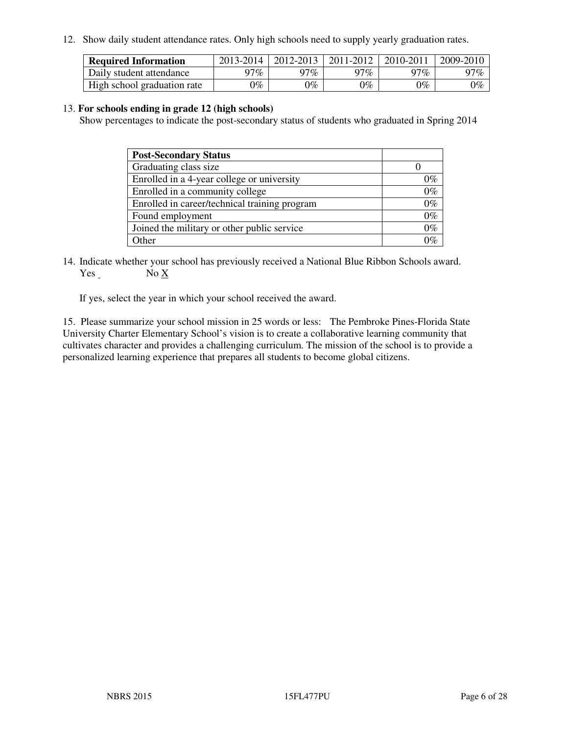12. Show daily student attendance rates. Only high schools need to supply yearly graduation rates.

| Required Information | 2013-2014 | 2012-2013 | 2011-2012 | 2010-2011 | 2009-2010 |
|---|---|---|---|---|---|
| Daily student attendance | 97% | 97% | 97% | 97% | 97% |
| High school graduation rate | 0% | 0% | 0% | 0% | 0% |

13. **For schools ending in grade 12 (high schools)**
Show percentages to indicate the post-secondary status of students who graduated in Spring 2014

| Post-Secondary Status | |
|---|---|
| Graduating class size | 0 |
| Enrolled in a 4-year college or university | 0% |
| Enrolled in a community college | 0% |
| Enrolled in career/technical training program | 0% |
| Found employment | 0% |
| Joined the military or other public service | 0% |
| Other | 0% |

14. Indicate whether your school has previously received a National Blue Ribbon Schools award.
Yes ___ No X

If yes, select the year in which your school received the award.

15. Please summarize your school mission in 25 words or less: The Pembroke Pines-Florida State University Charter Elementary School's vision is to create a collaborative learning community that cultivates character and provides a challenging curriculum. The mission of the school is to provide a personalized learning experience that prepares all students to become global citizens.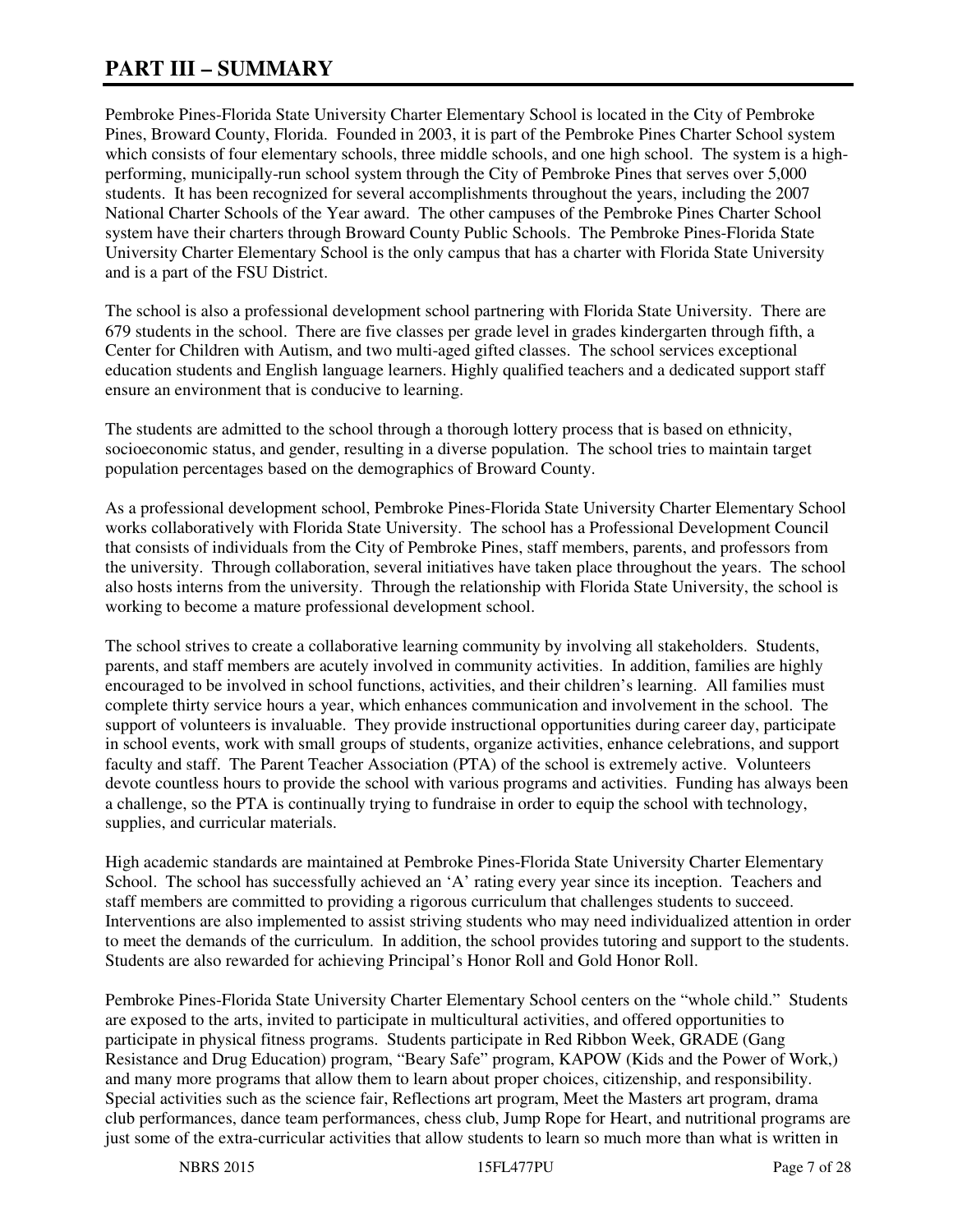# PART III – SUMMARY

Pembroke Pines-Florida State University Charter Elementary School is located in the City of Pembroke Pines, Broward County, Florida. Founded in 2003, it is part of the Pembroke Pines Charter School system which consists of four elementary schools, three middle schools, and one high school. The system is a high-performing, municipally-run school system through the City of Pembroke Pines that serves over 5,000 students. It has been recognized for several accomplishments throughout the years, including the 2007 National Charter Schools of the Year award. The other campuses of the Pembroke Pines Charter School system have their charters through Broward County Public Schools. The Pembroke Pines-Florida State University Charter Elementary School is the only campus that has a charter with Florida State University and is a part of the FSU District.

The school is also a professional development school partnering with Florida State University. There are 679 students in the school. There are five classes per grade level in grades kindergarten through fifth, a Center for Children with Autism, and two multi-aged gifted classes. The school services exceptional education students and English language learners. Highly qualified teachers and a dedicated support staff ensure an environment that is conducive to learning.

The students are admitted to the school through a thorough lottery process that is based on ethnicity, socioeconomic status, and gender, resulting in a diverse population. The school tries to maintain target population percentages based on the demographics of Broward County.

As a professional development school, Pembroke Pines-Florida State University Charter Elementary School works collaboratively with Florida State University. The school has a Professional Development Council that consists of individuals from the City of Pembroke Pines, staff members, parents, and professors from the university. Through collaboration, several initiatives have taken place throughout the years. The school also hosts interns from the university. Through the relationship with Florida State University, the school is working to become a mature professional development school.

The school strives to create a collaborative learning community by involving all stakeholders. Students, parents, and staff members are acutely involved in community activities. In addition, families are highly encouraged to be involved in school functions, activities, and their children's learning. All families must complete thirty service hours a year, which enhances communication and involvement in the school. The support of volunteers is invaluable. They provide instructional opportunities during career day, participate in school events, work with small groups of students, organize activities, enhance celebrations, and support faculty and staff. The Parent Teacher Association (PTA) of the school is extremely active. Volunteers devote countless hours to provide the school with various programs and activities. Funding has always been a challenge, so the PTA is continually trying to fundraise in order to equip the school with technology, supplies, and curricular materials.

High academic standards are maintained at Pembroke Pines-Florida State University Charter Elementary School. The school has successfully achieved an 'A' rating every year since its inception. Teachers and staff members are committed to providing a rigorous curriculum that challenges students to succeed. Interventions are also implemented to assist striving students who may need individualized attention in order to meet the demands of the curriculum. In addition, the school provides tutoring and support to the students. Students are also rewarded for achieving Principal's Honor Roll and Gold Honor Roll.

Pembroke Pines-Florida State University Charter Elementary School centers on the "whole child." Students are exposed to the arts, invited to participate in multicultural activities, and offered opportunities to participate in physical fitness programs. Students participate in Red Ribbon Week, GRADE (Gang Resistance and Drug Education) program, "Beary Safe" program, KAPOW (Kids and the Power of Work,) and many more programs that allow them to learn about proper choices, citizenship, and responsibility. Special activities such as the science fair, Reflections art program, Meet the Masters art program, drama club performances, dance team performances, chess club, Jump Rope for Heart, and nutritional programs are just some of the extra-curricular activities that allow students to learn so much more than what is written in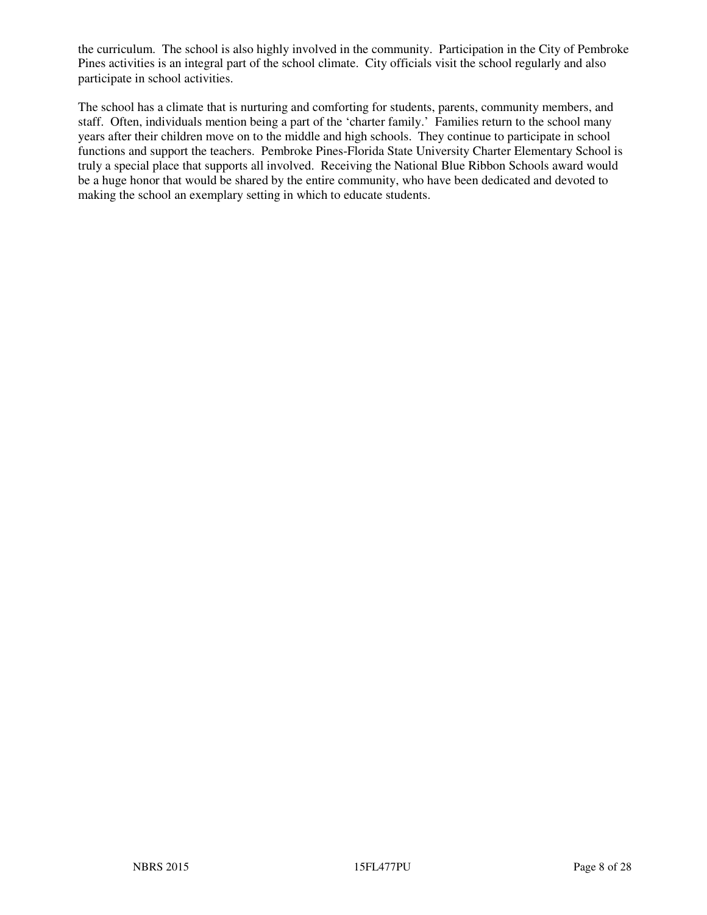the curriculum. The school is also highly involved in the community. Participation in the City of Pembroke Pines activities is an integral part of the school climate. City officials visit the school regularly and also participate in school activities.

The school has a climate that is nurturing and comforting for students, parents, community members, and staff. Often, individuals mention being a part of the 'charter family.' Families return to the school many years after their children move on to the middle and high schools. They continue to participate in school functions and support the teachers. Pembroke Pines-Florida State University Charter Elementary School is truly a special place that supports all involved. Receiving the National Blue Ribbon Schools award would be a huge honor that would be shared by the entire community, who have been dedicated and devoted to making the school an exemplary setting in which to educate students.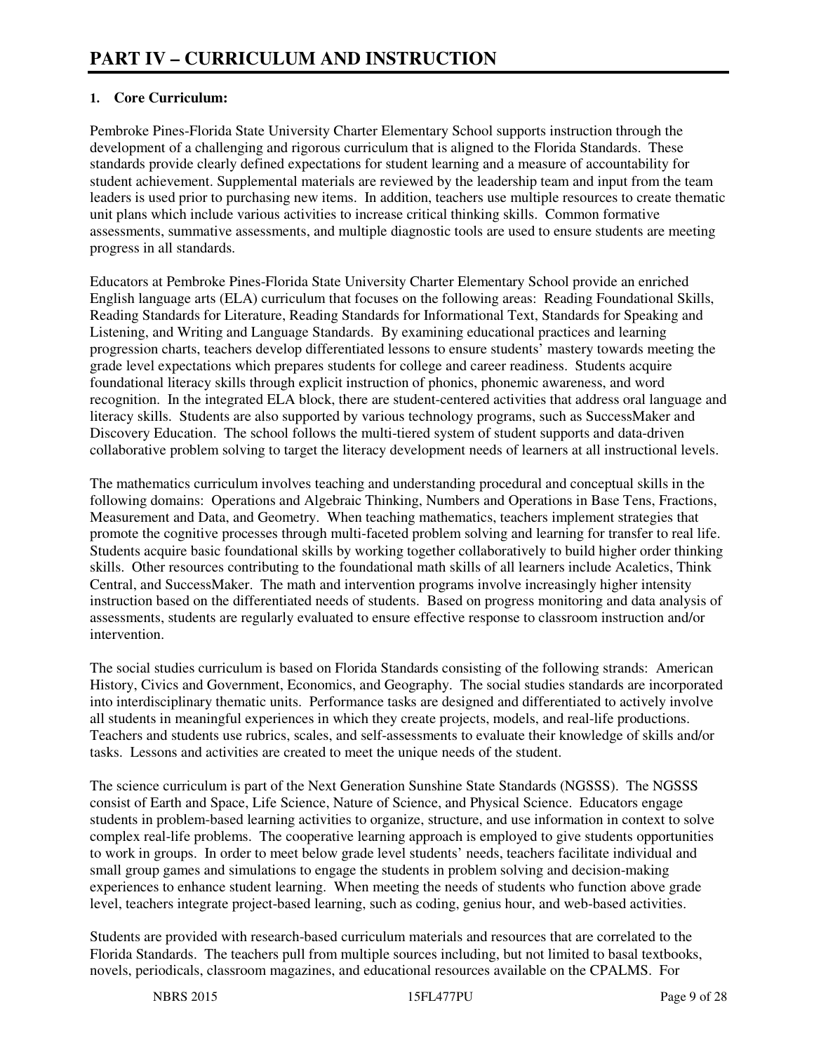# PART IV – CURRICULUM AND INSTRUCTION

**1. Core Curriculum:**

Pembroke Pines-Florida State University Charter Elementary School supports instruction through the development of a challenging and rigorous curriculum that is aligned to the Florida Standards. These standards provide clearly defined expectations for student learning and a measure of accountability for student achievement. Supplemental materials are reviewed by the leadership team and input from the team leaders is used prior to purchasing new items. In addition, teachers use multiple resources to create thematic unit plans which include various activities to increase critical thinking skills. Common formative assessments, summative assessments, and multiple diagnostic tools are used to ensure students are meeting progress in all standards.

Educators at Pembroke Pines-Florida State University Charter Elementary School provide an enriched English language arts (ELA) curriculum that focuses on the following areas: Reading Foundational Skills, Reading Standards for Literature, Reading Standards for Informational Text, Standards for Speaking and Listening, and Writing and Language Standards. By examining educational practices and learning progression charts, teachers develop differentiated lessons to ensure students' mastery towards meeting the grade level expectations which prepares students for college and career readiness. Students acquire foundational literacy skills through explicit instruction of phonics, phonemic awareness, and word recognition. In the integrated ELA block, there are student-centered activities that address oral language and literacy skills. Students are also supported by various technology programs, such as SuccessMaker and Discovery Education. The school follows the multi-tiered system of student supports and data-driven collaborative problem solving to target the literacy development needs of learners at all instructional levels.

The mathematics curriculum involves teaching and understanding procedural and conceptual skills in the following domains: Operations and Algebraic Thinking, Numbers and Operations in Base Tens, Fractions, Measurement and Data, and Geometry. When teaching mathematics, teachers implement strategies that promote the cognitive processes through multi-faceted problem solving and learning for transfer to real life. Students acquire basic foundational skills by working together collaboratively to build higher order thinking skills. Other resources contributing to the foundational math skills of all learners include Acaletics, Think Central, and SuccessMaker. The math and intervention programs involve increasingly higher intensity instruction based on the differentiated needs of students. Based on progress monitoring and data analysis of assessments, students are regularly evaluated to ensure effective response to classroom instruction and/or intervention.

The social studies curriculum is based on Florida Standards consisting of the following strands: American History, Civics and Government, Economics, and Geography. The social studies standards are incorporated into interdisciplinary thematic units. Performance tasks are designed and differentiated to actively involve all students in meaningful experiences in which they create projects, models, and real-life productions. Teachers and students use rubrics, scales, and self-assessments to evaluate their knowledge of skills and/or tasks. Lessons and activities are created to meet the unique needs of the student.

The science curriculum is part of the Next Generation Sunshine State Standards (NGSSS). The NGSSS consist of Earth and Space, Life Science, Nature of Science, and Physical Science. Educators engage students in problem-based learning activities to organize, structure, and use information in context to solve complex real-life problems. The cooperative learning approach is employed to give students opportunities to work in groups. In order to meet below grade level students' needs, teachers facilitate individual and small group games and simulations to engage the students in problem solving and decision-making experiences to enhance student learning. When meeting the needs of students who function above grade level, teachers integrate project-based learning, such as coding, genius hour, and web-based activities.

Students are provided with research-based curriculum materials and resources that are correlated to the Florida Standards. The teachers pull from multiple sources including, but not limited to basal textbooks, novels, periodicals, classroom magazines, and educational resources available on the CPALMS. For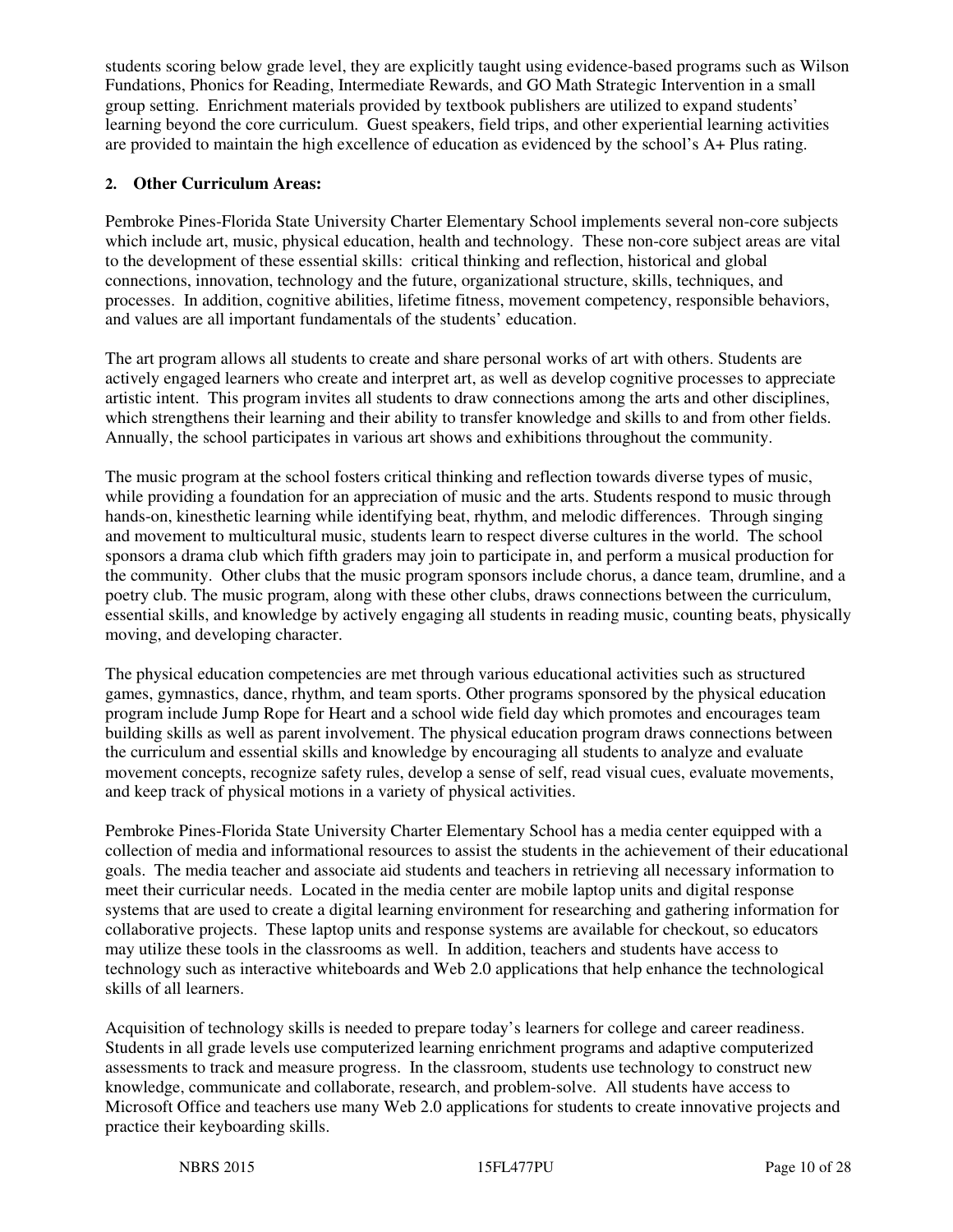students scoring below grade level, they are explicitly taught using evidence-based programs such as Wilson Fundations, Phonics for Reading, Intermediate Rewards, and GO Math Strategic Intervention in a small group setting. Enrichment materials provided by textbook publishers are utilized to expand students' learning beyond the core curriculum. Guest speakers, field trips, and other experiential learning activities are provided to maintain the high excellence of education as evidenced by the school's A+ Plus rating.

**2. Other Curriculum Areas:**

Pembroke Pines-Florida State University Charter Elementary School implements several non-core subjects which include art, music, physical education, health and technology. These non-core subject areas are vital to the development of these essential skills: critical thinking and reflection, historical and global connections, innovation, technology and the future, organizational structure, skills, techniques, and processes. In addition, cognitive abilities, lifetime fitness, movement competency, responsible behaviors, and values are all important fundamentals of the students' education.

The art program allows all students to create and share personal works of art with others. Students are actively engaged learners who create and interpret art, as well as develop cognitive processes to appreciate artistic intent. This program invites all students to draw connections among the arts and other disciplines, which strengthens their learning and their ability to transfer knowledge and skills to and from other fields. Annually, the school participates in various art shows and exhibitions throughout the community.

The music program at the school fosters critical thinking and reflection towards diverse types of music, while providing a foundation for an appreciation of music and the arts. Students respond to music through hands-on, kinesthetic learning while identifying beat, rhythm, and melodic differences. Through singing and movement to multicultural music, students learn to respect diverse cultures in the world. The school sponsors a drama club which fifth graders may join to participate in, and perform a musical production for the community. Other clubs that the music program sponsors include chorus, a dance team, drumline, and a poetry club. The music program, along with these other clubs, draws connections between the curriculum, essential skills, and knowledge by actively engaging all students in reading music, counting beats, physically moving, and developing character.

The physical education competencies are met through various educational activities such as structured games, gymnastics, dance, rhythm, and team sports. Other programs sponsored by the physical education program include Jump Rope for Heart and a school wide field day which promotes and encourages team building skills as well as parent involvement. The physical education program draws connections between the curriculum and essential skills and knowledge by encouraging all students to analyze and evaluate movement concepts, recognize safety rules, develop a sense of self, read visual cues, evaluate movements, and keep track of physical motions in a variety of physical activities.

Pembroke Pines-Florida State University Charter Elementary School has a media center equipped with a collection of media and informational resources to assist the students in the achievement of their educational goals. The media teacher and associate aid students and teachers in retrieving all necessary information to meet their curricular needs. Located in the media center are mobile laptop units and digital response systems that are used to create a digital learning environment for researching and gathering information for collaborative projects. These laptop units and response systems are available for checkout, so educators may utilize these tools in the classrooms as well. In addition, teachers and students have access to technology such as interactive whiteboards and Web 2.0 applications that help enhance the technological skills of all learners.

Acquisition of technology skills is needed to prepare today's learners for college and career readiness. Students in all grade levels use computerized learning enrichment programs and adaptive computerized assessments to track and measure progress. In the classroom, students use technology to construct new knowledge, communicate and collaborate, research, and problem-solve. All students have access to Microsoft Office and teachers use many Web 2.0 applications for students to create innovative projects and practice their keyboarding skills.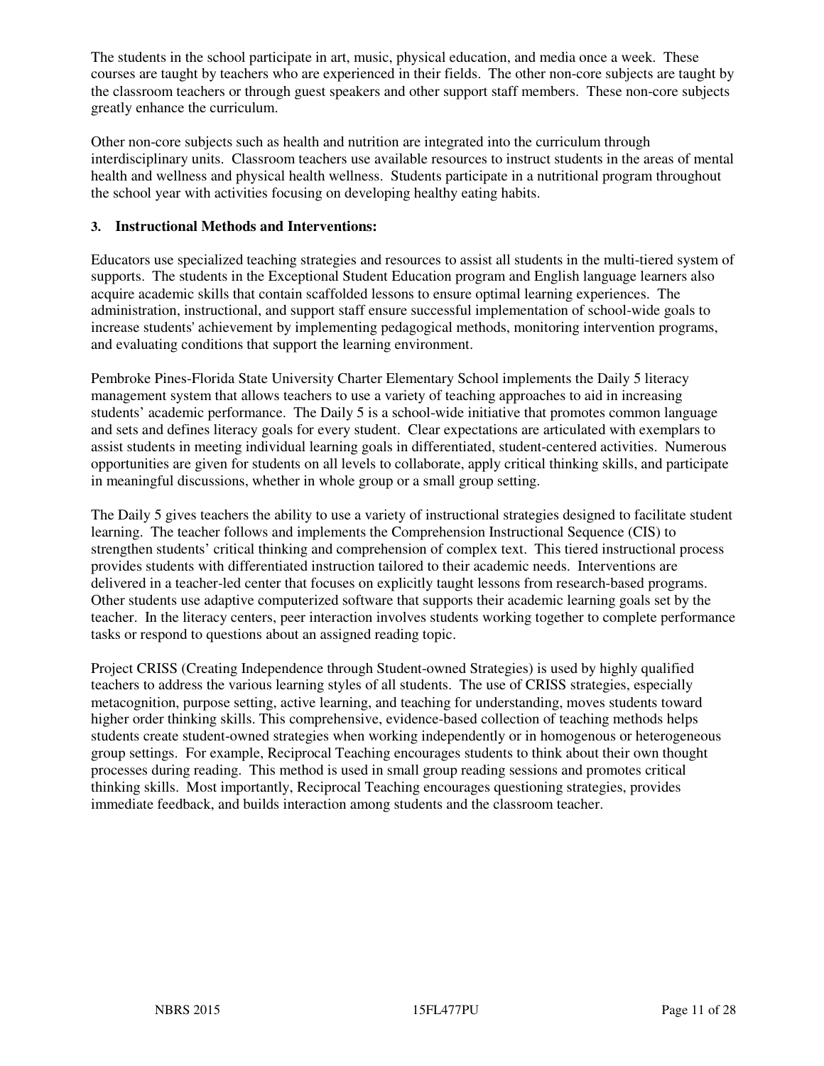The students in the school participate in art, music, physical education, and media once a week. These courses are taught by teachers who are experienced in their fields. The other non-core subjects are taught by the classroom teachers or through guest speakers and other support staff members. These non-core subjects greatly enhance the curriculum.

Other non-core subjects such as health and nutrition are integrated into the curriculum through interdisciplinary units. Classroom teachers use available resources to instruct students in the areas of mental health and wellness and physical health wellness. Students participate in a nutritional program throughout the school year with activities focusing on developing healthy eating habits.

### 3. Instructional Methods and Interventions:

Educators use specialized teaching strategies and resources to assist all students in the multi-tiered system of supports. The students in the Exceptional Student Education program and English language learners also acquire academic skills that contain scaffolded lessons to ensure optimal learning experiences. The administration, instructional, and support staff ensure successful implementation of school-wide goals to increase students' achievement by implementing pedagogical methods, monitoring intervention programs, and evaluating conditions that support the learning environment.

Pembroke Pines-Florida State University Charter Elementary School implements the Daily 5 literacy management system that allows teachers to use a variety of teaching approaches to aid in increasing students' academic performance. The Daily 5 is a school-wide initiative that promotes common language and sets and defines literacy goals for every student. Clear expectations are articulated with exemplars to assist students in meeting individual learning goals in differentiated, student-centered activities. Numerous opportunities are given for students on all levels to collaborate, apply critical thinking skills, and participate in meaningful discussions, whether in whole group or a small group setting.

The Daily 5 gives teachers the ability to use a variety of instructional strategies designed to facilitate student learning. The teacher follows and implements the Comprehension Instructional Sequence (CIS) to strengthen students' critical thinking and comprehension of complex text. This tiered instructional process provides students with differentiated instruction tailored to their academic needs. Interventions are delivered in a teacher-led center that focuses on explicitly taught lessons from research-based programs. Other students use adaptive computerized software that supports their academic learning goals set by the teacher. In the literacy centers, peer interaction involves students working together to complete performance tasks or respond to questions about an assigned reading topic.

Project CRISS (Creating Independence through Student-owned Strategies) is used by highly qualified teachers to address the various learning styles of all students. The use of CRISS strategies, especially metacognition, purpose setting, active learning, and teaching for understanding, moves students toward higher order thinking skills. This comprehensive, evidence-based collection of teaching methods helps students create student-owned strategies when working independently or in homogenous or heterogeneous group settings. For example, Reciprocal Teaching encourages students to think about their own thought processes during reading. This method is used in small group reading sessions and promotes critical thinking skills. Most importantly, Reciprocal Teaching encourages questioning strategies, provides immediate feedback, and builds interaction among students and the classroom teacher.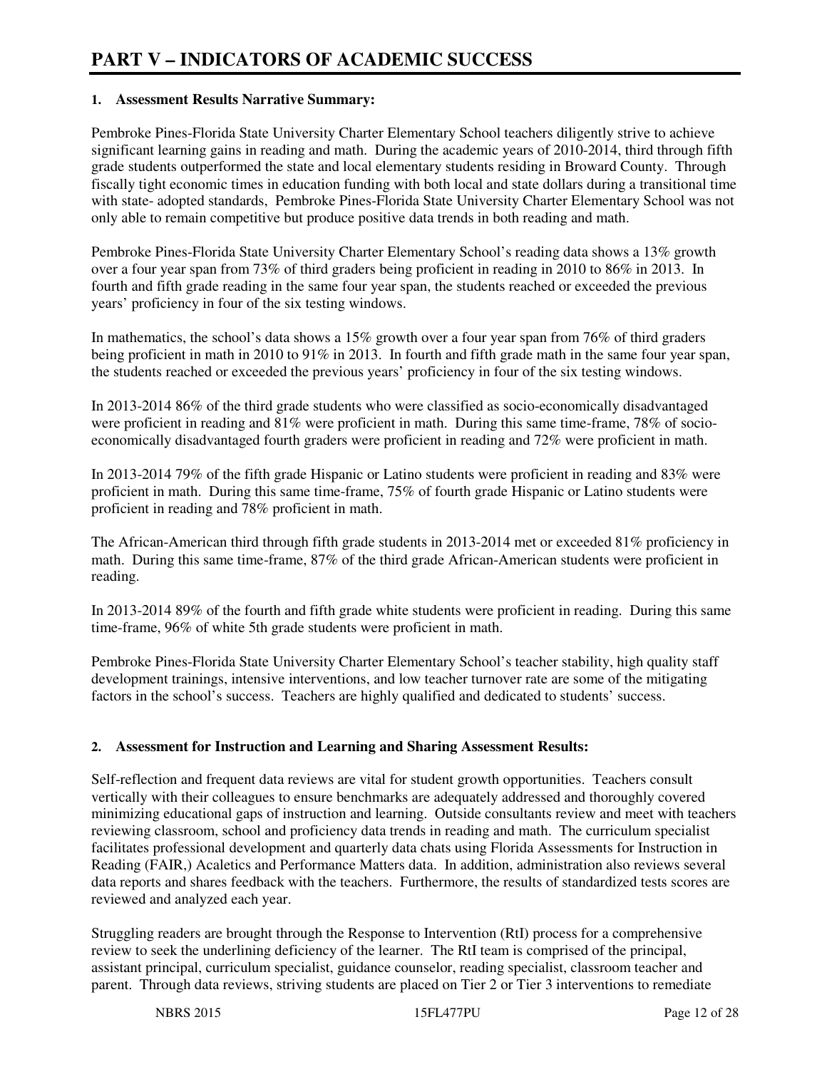# PART V – INDICATORS OF ACADEMIC SUCCESS

## 1. Assessment Results Narrative Summary:

Pembroke Pines-Florida State University Charter Elementary School teachers diligently strive to achieve significant learning gains in reading and math. During the academic years of 2010-2014, third through fifth grade students outperformed the state and local elementary students residing in Broward County. Through fiscally tight economic times in education funding with both local and state dollars during a transitional time with state- adopted standards, Pembroke Pines-Florida State University Charter Elementary School was not only able to remain competitive but produce positive data trends in both reading and math.

Pembroke Pines-Florida State University Charter Elementary School's reading data shows a 13% growth over a four year span from 73% of third graders being proficient in reading in 2010 to 86% in 2013. In fourth and fifth grade reading in the same four year span, the students reached or exceeded the previous years' proficiency in four of the six testing windows.

In mathematics, the school's data shows a 15% growth over a four year span from 76% of third graders being proficient in math in 2010 to 91% in 2013. In fourth and fifth grade math in the same four year span, the students reached or exceeded the previous years' proficiency in four of the six testing windows.

In 2013-2014 86% of the third grade students who were classified as socio-economically disadvantaged were proficient in reading and 81% were proficient in math. During this same time-frame, 78% of socio-economically disadvantaged fourth graders were proficient in reading and 72% were proficient in math.

In 2013-2014 79% of the fifth grade Hispanic or Latino students were proficient in reading and 83% were proficient in math. During this same time-frame, 75% of fourth grade Hispanic or Latino students were proficient in reading and 78% proficient in math.

The African-American third through fifth grade students in 2013-2014 met or exceeded 81% proficiency in math. During this same time-frame, 87% of the third grade African-American students were proficient in reading.

In 2013-2014 89% of the fourth and fifth grade white students were proficient in reading. During this same time-frame, 96% of white 5th grade students were proficient in math.

Pembroke Pines-Florida State University Charter Elementary School's teacher stability, high quality staff development trainings, intensive interventions, and low teacher turnover rate are some of the mitigating factors in the school's success. Teachers are highly qualified and dedicated to students' success.

## 2. Assessment for Instruction and Learning and Sharing Assessment Results:

Self-reflection and frequent data reviews are vital for student growth opportunities. Teachers consult vertically with their colleagues to ensure benchmarks are adequately addressed and thoroughly covered minimizing educational gaps of instruction and learning. Outside consultants review and meet with teachers reviewing classroom, school and proficiency data trends in reading and math. The curriculum specialist facilitates professional development and quarterly data chats using Florida Assessments for Instruction in Reading (FAIR,) Acaletics and Performance Matters data. In addition, administration also reviews several data reports and shares feedback with the teachers. Furthermore, the results of standardized tests scores are reviewed and analyzed each year.

Struggling readers are brought through the Response to Intervention (RtI) process for a comprehensive review to seek the underlining deficiency of the learner. The RtI team is comprised of the principal, assistant principal, curriculum specialist, guidance counselor, reading specialist, classroom teacher and parent. Through data reviews, striving students are placed on Tier 2 or Tier 3 interventions to remediate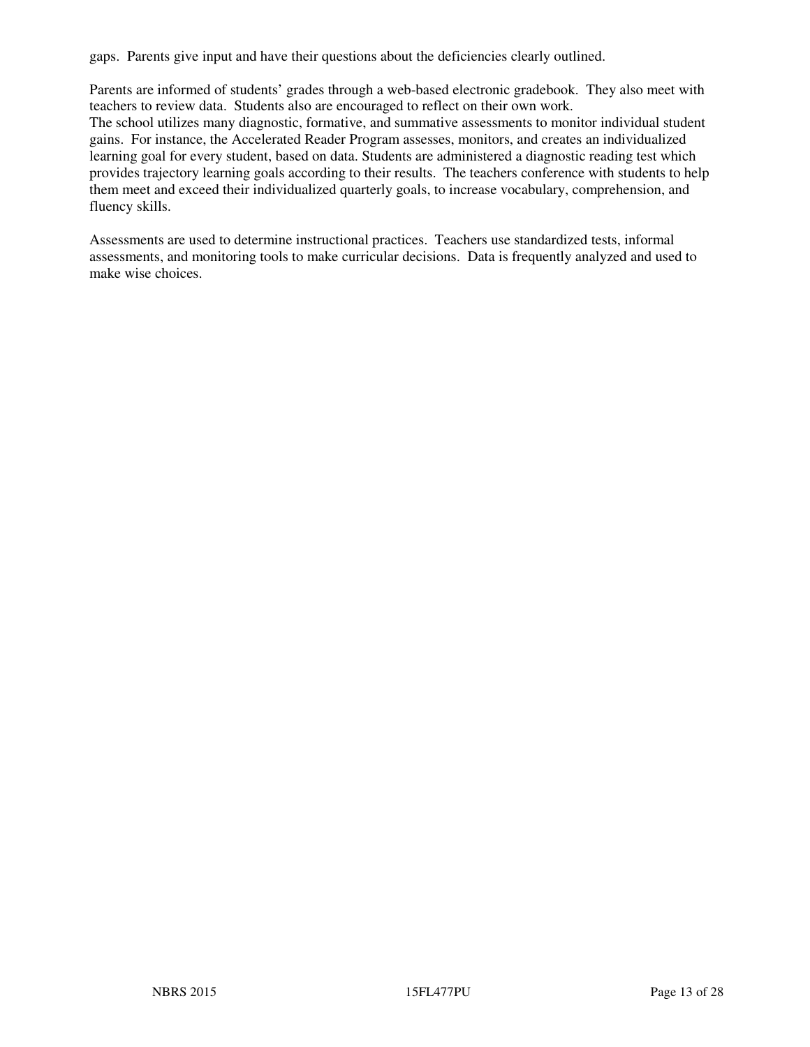gaps. Parents give input and have their questions about the deficiencies clearly outlined.

Parents are informed of students' grades through a web-based electronic gradebook. They also meet with teachers to review data. Students also are encouraged to reflect on their own work.
The school utilizes many diagnostic, formative, and summative assessments to monitor individual student gains. For instance, the Accelerated Reader Program assesses, monitors, and creates an individualized learning goal for every student, based on data. Students are administered a diagnostic reading test which provides trajectory learning goals according to their results. The teachers conference with students to help them meet and exceed their individualized quarterly goals, to increase vocabulary, comprehension, and fluency skills.

Assessments are used to determine instructional practices. Teachers use standardized tests, informal assessments, and monitoring tools to make curricular decisions. Data is frequently analyzed and used to make wise choices.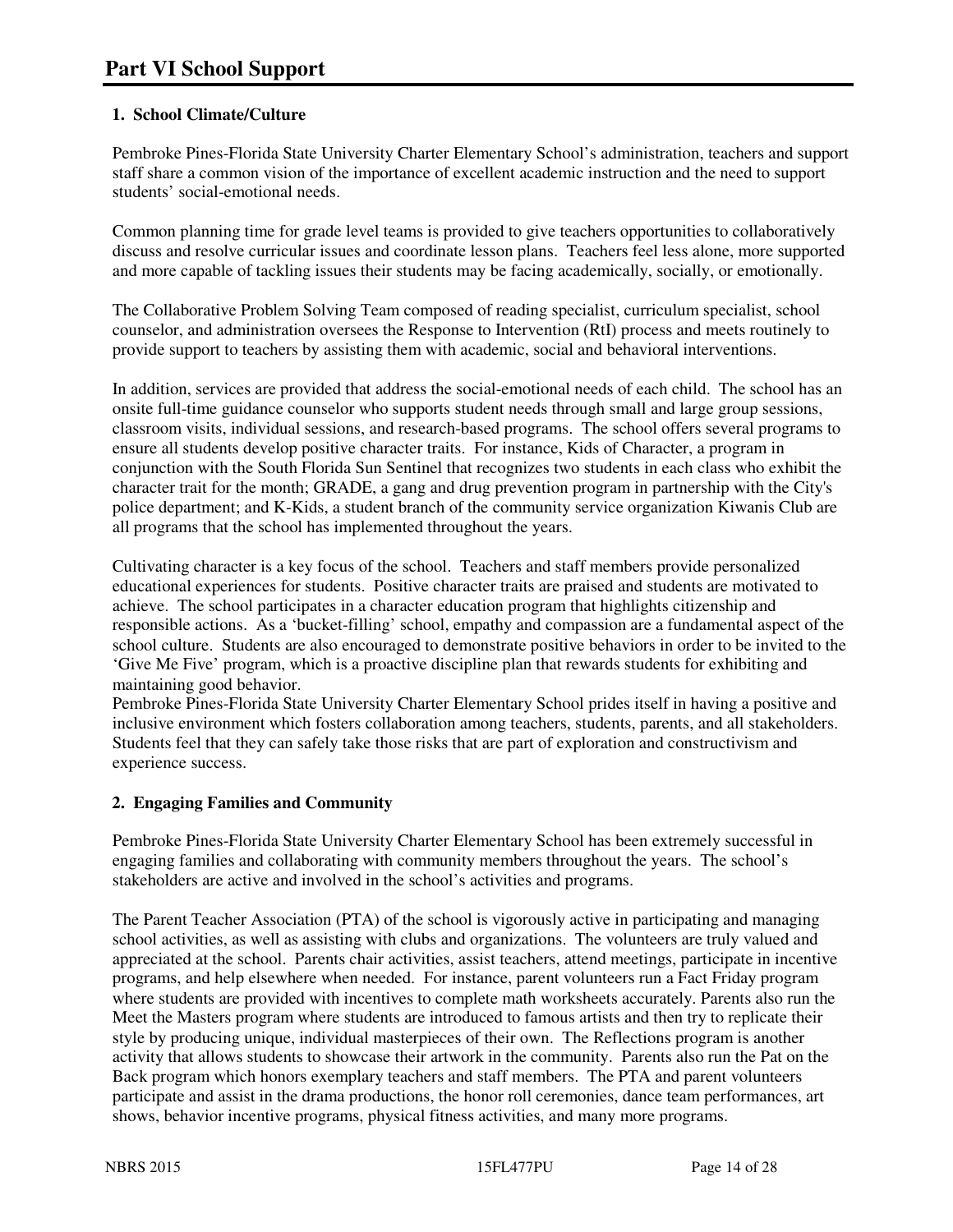# Part VI School Support

### 1. School Climate/Culture

Pembroke Pines-Florida State University Charter Elementary School's administration, teachers and support staff share a common vision of the importance of excellent academic instruction and the need to support students' social-emotional needs.

Common planning time for grade level teams is provided to give teachers opportunities to collaboratively discuss and resolve curricular issues and coordinate lesson plans. Teachers feel less alone, more supported and more capable of tackling issues their students may be facing academically, socially, or emotionally.

The Collaborative Problem Solving Team composed of reading specialist, curriculum specialist, school counselor, and administration oversees the Response to Intervention (RtI) process and meets routinely to provide support to teachers by assisting them with academic, social and behavioral interventions.

In addition, services are provided that address the social-emotional needs of each child. The school has an onsite full-time guidance counselor who supports student needs through small and large group sessions, classroom visits, individual sessions, and research-based programs. The school offers several programs to ensure all students develop positive character traits. For instance, Kids of Character, a program in conjunction with the South Florida Sun Sentinel that recognizes two students in each class who exhibit the character trait for the month; GRADE, a gang and drug prevention program in partnership with the City's police department; and K-Kids, a student branch of the community service organization Kiwanis Club are all programs that the school has implemented throughout the years.

Cultivating character is a key focus of the school. Teachers and staff members provide personalized educational experiences for students. Positive character traits are praised and students are motivated to achieve. The school participates in a character education program that highlights citizenship and responsible actions. As a 'bucket-filling' school, empathy and compassion are a fundamental aspect of the school culture. Students are also encouraged to demonstrate positive behaviors in order to be invited to the 'Give Me Five' program, which is a proactive discipline plan that rewards students for exhibiting and maintaining good behavior.

Pembroke Pines-Florida State University Charter Elementary School prides itself in having a positive and inclusive environment which fosters collaboration among teachers, students, parents, and all stakeholders. Students feel that they can safely take those risks that are part of exploration and constructivism and experience success.

### 2. Engaging Families and Community

Pembroke Pines-Florida State University Charter Elementary School has been extremely successful in engaging families and collaborating with community members throughout the years. The school's stakeholders are active and involved in the school's activities and programs.

The Parent Teacher Association (PTA) of the school is vigorously active in participating and managing school activities, as well as assisting with clubs and organizations. The volunteers are truly valued and appreciated at the school. Parents chair activities, assist teachers, attend meetings, participate in incentive programs, and help elsewhere when needed. For instance, parent volunteers run a Fact Friday program where students are provided with incentives to complete math worksheets accurately. Parents also run the Meet the Masters program where students are introduced to famous artists and then try to replicate their style by producing unique, individual masterpieces of their own. The Reflections program is another activity that allows students to showcase their artwork in the community. Parents also run the Pat on the Back program which honors exemplary teachers and staff members. The PTA and parent volunteers participate and assist in the drama productions, the honor roll ceremonies, dance team performances, art shows, behavior incentive programs, physical fitness activities, and many more programs.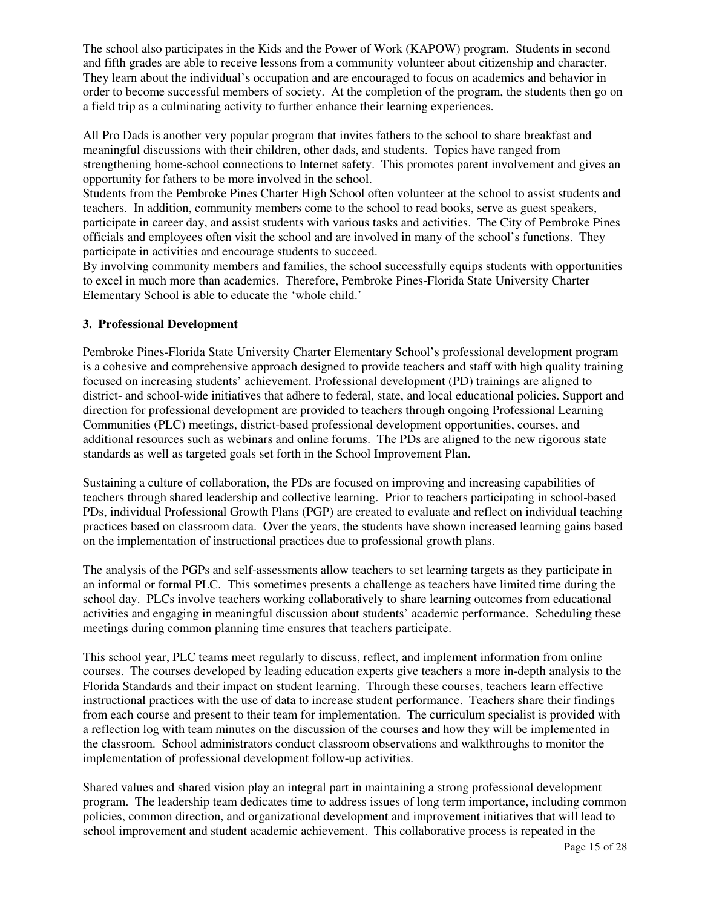The school also participates in the Kids and the Power of Work (KAPOW) program. Students in second and fifth grades are able to receive lessons from a community volunteer about citizenship and character. They learn about the individual's occupation and are encouraged to focus on academics and behavior in order to become successful members of society. At the completion of the program, the students then go on a field trip as a culminating activity to further enhance their learning experiences.

All Pro Dads is another very popular program that invites fathers to the school to share breakfast and meaningful discussions with their children, other dads, and students. Topics have ranged from strengthening home-school connections to Internet safety. This promotes parent involvement and gives an opportunity for fathers to be more involved in the school.

Students from the Pembroke Pines Charter High School often volunteer at the school to assist students and teachers. In addition, community members come to the school to read books, serve as guest speakers, participate in career day, and assist students with various tasks and activities. The City of Pembroke Pines officials and employees often visit the school and are involved in many of the school's functions. They participate in activities and encourage students to succeed.

By involving community members and families, the school successfully equips students with opportunities to excel in much more than academics. Therefore, Pembroke Pines-Florida State University Charter Elementary School is able to educate the 'whole child.'

**3. Professional Development**

Pembroke Pines-Florida State University Charter Elementary School's professional development program is a cohesive and comprehensive approach designed to provide teachers and staff with high quality training focused on increasing students' achievement. Professional development (PD) trainings are aligned to district- and school-wide initiatives that adhere to federal, state, and local educational policies. Support and direction for professional development are provided to teachers through ongoing Professional Learning Communities (PLC) meetings, district-based professional development opportunities, courses, and additional resources such as webinars and online forums. The PDs are aligned to the new rigorous state standards as well as targeted goals set forth in the School Improvement Plan.

Sustaining a culture of collaboration, the PDs are focused on improving and increasing capabilities of teachers through shared leadership and collective learning. Prior to teachers participating in school-based PDs, individual Professional Growth Plans (PGP) are created to evaluate and reflect on individual teaching practices based on classroom data. Over the years, the students have shown increased learning gains based on the implementation of instructional practices due to professional growth plans.

The analysis of the PGPs and self-assessments allow teachers to set learning targets as they participate in an informal or formal PLC. This sometimes presents a challenge as teachers have limited time during the school day. PLCs involve teachers working collaboratively to share learning outcomes from educational activities and engaging in meaningful discussion about students' academic performance. Scheduling these meetings during common planning time ensures that teachers participate.

This school year, PLC teams meet regularly to discuss, reflect, and implement information from online courses. The courses developed by leading education experts give teachers a more in-depth analysis to the Florida Standards and their impact on student learning. Through these courses, teachers learn effective instructional practices with the use of data to increase student performance. Teachers share their findings from each course and present to their team for implementation. The curriculum specialist is provided with a reflection log with team minutes on the discussion of the courses and how they will be implemented in the classroom. School administrators conduct classroom observations and walkthroughs to monitor the implementation of professional development follow-up activities.

Shared values and shared vision play an integral part in maintaining a strong professional development program. The leadership team dedicates time to address issues of long term importance, including common policies, common direction, and organizational development and improvement initiatives that will lead to school improvement and student academic achievement. This collaborative process is repeated in the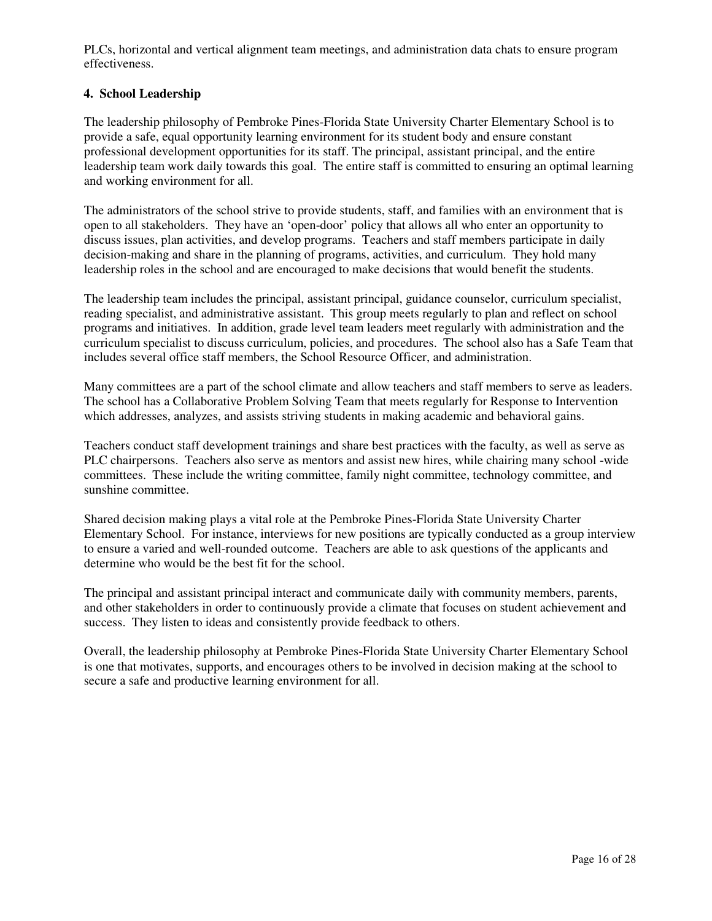PLCs, horizontal and vertical alignment team meetings, and administration data chats to ensure program effectiveness.

### 4. School Leadership

The leadership philosophy of Pembroke Pines-Florida State University Charter Elementary School is to provide a safe, equal opportunity learning environment for its student body and ensure constant professional development opportunities for its staff. The principal, assistant principal, and the entire leadership team work daily towards this goal. The entire staff is committed to ensuring an optimal learning and working environment for all.

The administrators of the school strive to provide students, staff, and families with an environment that is open to all stakeholders. They have an 'open-door' policy that allows all who enter an opportunity to discuss issues, plan activities, and develop programs. Teachers and staff members participate in daily decision-making and share in the planning of programs, activities, and curriculum. They hold many leadership roles in the school and are encouraged to make decisions that would benefit the students.

The leadership team includes the principal, assistant principal, guidance counselor, curriculum specialist, reading specialist, and administrative assistant. This group meets regularly to plan and reflect on school programs and initiatives. In addition, grade level team leaders meet regularly with administration and the curriculum specialist to discuss curriculum, policies, and procedures. The school also has a Safe Team that includes several office staff members, the School Resource Officer, and administration.

Many committees are a part of the school climate and allow teachers and staff members to serve as leaders. The school has a Collaborative Problem Solving Team that meets regularly for Response to Intervention which addresses, analyzes, and assists striving students in making academic and behavioral gains.

Teachers conduct staff development trainings and share best practices with the faculty, as well as serve as PLC chairpersons. Teachers also serve as mentors and assist new hires, while chairing many school -wide committees. These include the writing committee, family night committee, technology committee, and sunshine committee.

Shared decision making plays a vital role at the Pembroke Pines-Florida State University Charter Elementary School. For instance, interviews for new positions are typically conducted as a group interview to ensure a varied and well-rounded outcome. Teachers are able to ask questions of the applicants and determine who would be the best fit for the school.

The principal and assistant principal interact and communicate daily with community members, parents, and other stakeholders in order to continuously provide a climate that focuses on student achievement and success. They listen to ideas and consistently provide feedback to others.

Overall, the leadership philosophy at Pembroke Pines-Florida State University Charter Elementary School is one that motivates, supports, and encourages others to be involved in decision making at the school to secure a safe and productive learning environment for all.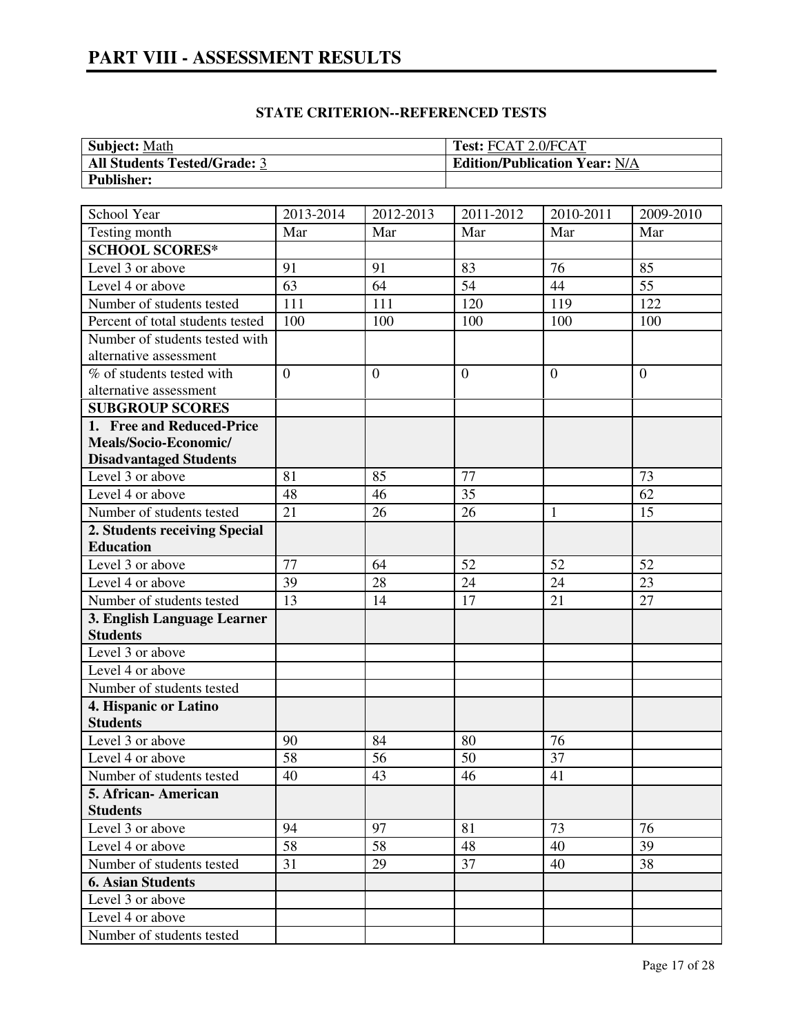## PART VIII - ASSESSMENT RESULTS

### STATE CRITERION--REFERENCED TESTS

| | |
|---|---|
| **Subject:** Math | **Test:** FCAT 2.0/FCAT |
| **All Students Tested/Grade:** 3 | **Edition/Publication Year:** N/A |
| **Publisher:** | |

| School Year | 2013-2014 | 2012-2013 | 2011-2012 | 2010-2011 | 2009-2010 |
|---|---|---|---|---|---|
| Testing month | Mar | Mar | Mar | Mar | Mar |
| **SCHOOL SCORES*** | | | | | |
| Level 3 or above | 91 | 91 | 83 | 76 | 85 |
| Level 4 or above | 63 | 64 | 54 | 44 | 55 |
| Number of students tested | 111 | 111 | 120 | 119 | 122 |
| Percent of total students tested | 100 | 100 | 100 | 100 | 100 |
| Number of students tested with alternative assessment | | | | | |
| % of students tested with alternative assessment | 0 | 0 | 0 | 0 | 0 |
| **SUBGROUP SCORES** | | | | | |
| **1. Free and Reduced-Price Meals/Socio-Economic/ Disadvantaged Students** | | | | | |
| Level 3 or above | 81 | 85 | 77 | | 73 |
| Level 4 or above | 48 | 46 | 35 | | 62 |
| Number of students tested | 21 | 26 | 26 | 1 | 15 |
| **2. Students receiving Special Education** | | | | | |
| Level 3 or above | 77 | 64 | 52 | 52 | 52 |
| Level 4 or above | 39 | 28 | 24 | 24 | 23 |
| Number of students tested | 13 | 14 | 17 | 21 | 27 |
| **3. English Language Learner Students** | | | | | |
| Level 3 or above | | | | | |
| Level 4 or above | | | | | |
| Number of students tested | | | | | |
| **4. Hispanic or Latino Students** | | | | | |
| Level 3 or above | 90 | 84 | 80 | 76 | |
| Level 4 or above | 58 | 56 | 50 | 37 | |
| Number of students tested | 40 | 43 | 46 | 41 | |
| **5. African- American Students** | | | | | |
| Level 3 or above | 94 | 97 | 81 | 73 | 76 |
| Level 4 or above | 58 | 58 | 48 | 40 | 39 |
| Number of students tested | 31 | 29 | 37 | 40 | 38 |
| **6. Asian Students** | | | | | |
| Level 3 or above | | | | | |
| Level 4 or above | | | | | |
| Number of students tested | | | | | |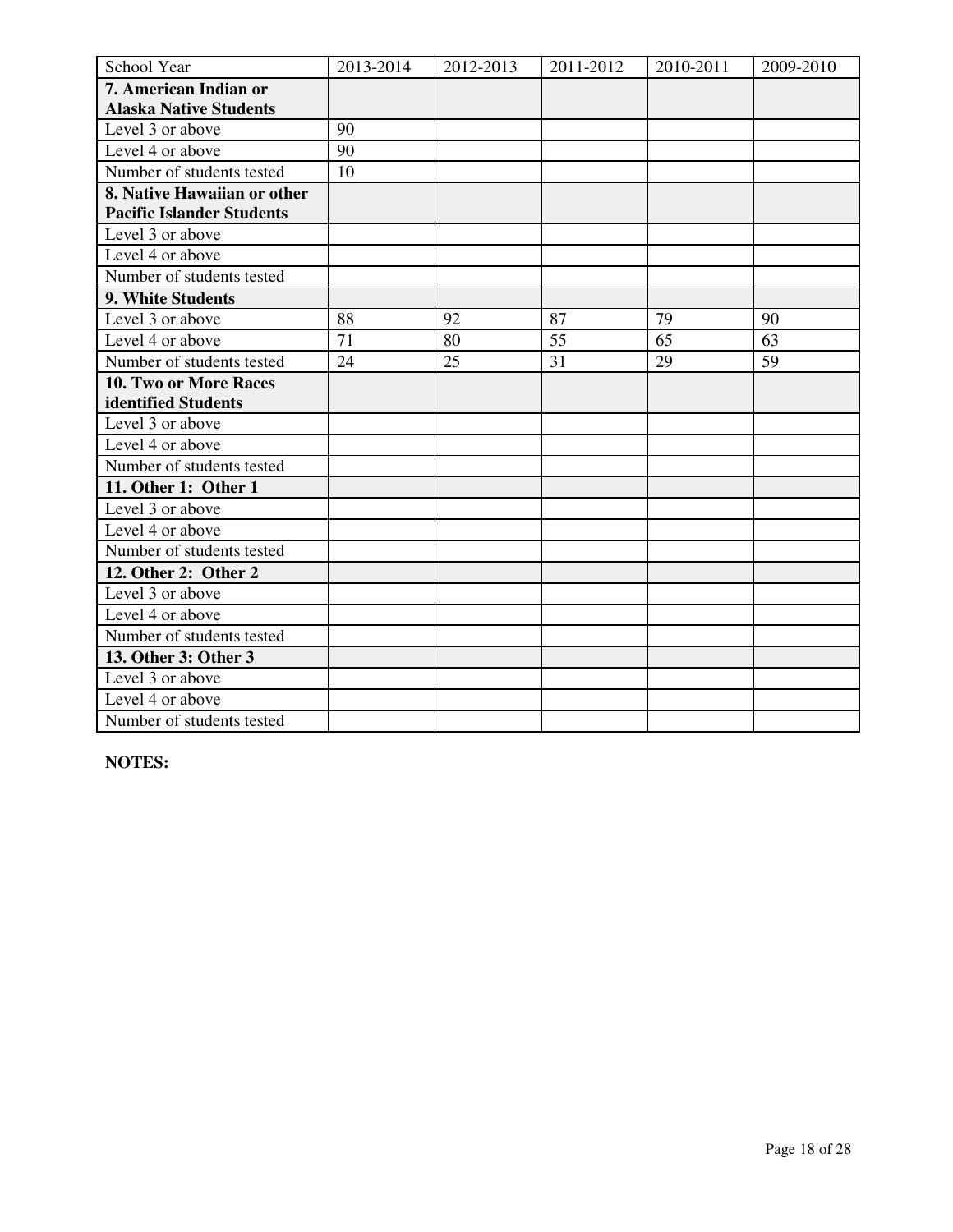| School Year | 2013-2014 | 2012-2013 | 2011-2012 | 2010-2011 | 2009-2010 |
|---|---|---|---|---|---|
| **7. American Indian or Alaska Native Students** | | | | | |
| Level 3 or above | 90 | | | | |
| Level 4 or above | 90 | | | | |
| Number of students tested | 10 | | | | |
| **8. Native Hawaiian or other Pacific Islander Students** | | | | | |
| Level 3 or above | | | | | |
| Level 4 or above | | | | | |
| Number of students tested | | | | | |
| **9. White Students** | | | | | |
| Level 3 or above | 88 | 92 | 87 | 79 | 90 |
| Level 4 or above | 71 | 80 | 55 | 65 | 63 |
| Number of students tested | 24 | 25 | 31 | 29 | 59 |
| **10. Two or More Races identified Students** | | | | | |
| Level 3 or above | | | | | |
| Level 4 or above | | | | | |
| Number of students tested | | | | | |
| **11. Other 1: Other 1** | | | | | |
| Level 3 or above | | | | | |
| Level 4 or above | | | | | |
| Number of students tested | | | | | |
| **12. Other 2: Other 2** | | | | | |
| Level 3 or above | | | | | |
| Level 4 or above | | | | | |
| Number of students tested | | | | | |
| **13. Other 3: Other 3** | | | | | |
| Level 3 or above | | | | | |
| Level 4 or above | | | | | |
| Number of students tested | | | | | |

**NOTES:**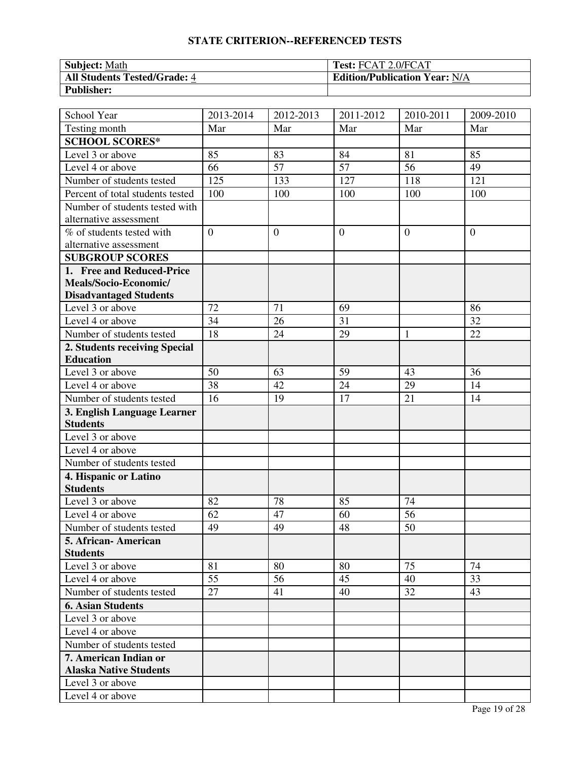## STATE CRITERION--REFERENCED TESTS

| | |
|---|---|
| **Subject:** Math | **Test:** FCAT 2.0/FCAT |
| **All Students Tested/Grade:** 4 | **Edition/Publication Year:** N/A |
| **Publisher:** | |

| School Year | 2013-2014 | 2012-2013 | 2011-2012 | 2010-2011 | 2009-2010 |
|---|---|---|---|---|---|
| Testing month | Mar | Mar | Mar | Mar | Mar |
| **SCHOOL SCORES*** | | | | | |
| Level 3 or above | 85 | 83 | 84 | 81 | 85 |
| Level 4 or above | 66 | 57 | 57 | 56 | 49 |
| Number of students tested | 125 | 133 | 127 | 118 | 121 |
| Percent of total students tested | 100 | 100 | 100 | 100 | 100 |
| Number of students tested with alternative assessment | | | | | |
| % of students tested with alternative assessment | 0 | 0 | 0 | 0 | 0 |
| **SUBGROUP SCORES** | | | | | |
| **1. Free and Reduced-Price Meals/Socio-Economic/ Disadvantaged Students** | | | | | |
| Level 3 or above | 72 | 71 | 69 | | 86 |
| Level 4 or above | 34 | 26 | 31 | | 32 |
| Number of students tested | 18 | 24 | 29 | 1 | 22 |
| **2. Students receiving Special Education** | | | | | |
| Level 3 or above | 50 | 63 | 59 | 43 | 36 |
| Level 4 or above | 38 | 42 | 24 | 29 | 14 |
| Number of students tested | 16 | 19 | 17 | 21 | 14 |
| **3. English Language Learner Students** | | | | | |
| Level 3 or above | | | | | |
| Level 4 or above | | | | | |
| Number of students tested | | | | | |
| **4. Hispanic or Latino Students** | | | | | |
| Level 3 or above | 82 | 78 | 85 | 74 | |
| Level 4 or above | 62 | 47 | 60 | 56 | |
| Number of students tested | 49 | 49 | 48 | 50 | |
| **5. African- American Students** | | | | | |
| Level 3 or above | 81 | 80 | 80 | 75 | 74 |
| Level 4 or above | 55 | 56 | 45 | 40 | 33 |
| Number of students tested | 27 | 41 | 40 | 32 | 43 |
| **6. Asian Students** | | | | | |
| Level 3 or above | | | | | |
| Level 4 or above | | | | | |
| Number of students tested | | | | | |
| **7. American Indian or Alaska Native Students** | | | | | |
| Level 3 or above | | | | | |
| Level 4 or above | | | | | |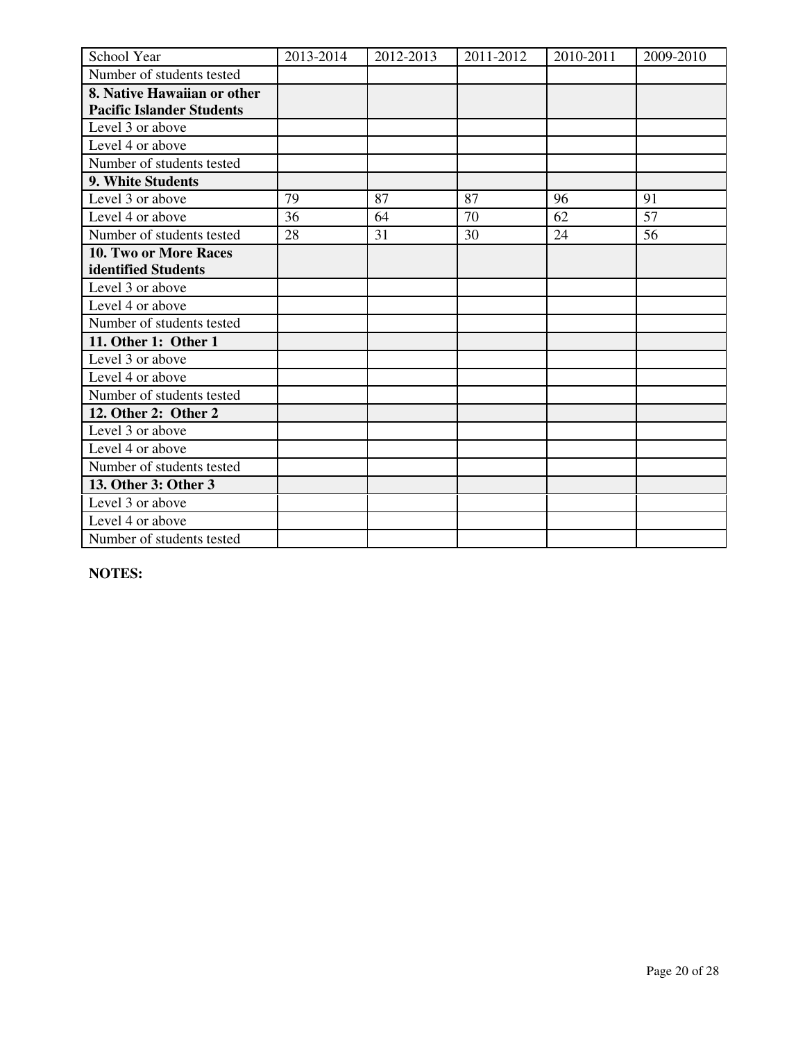| School Year | 2013-2014 | 2012-2013 | 2011-2012 | 2010-2011 | 2009-2010 |
|---|---|---|---|---|---|
| Number of students tested | | | | | |
| **8. Native Hawaiian or other Pacific Islander Students** | | | | | |
| Level 3 or above | | | | | |
| Level 4 or above | | | | | |
| Number of students tested | | | | | |
| **9. White Students** | | | | | |
| Level 3 or above | 79 | 87 | 87 | 96 | 91 |
| Level 4 or above | 36 | 64 | 70 | 62 | 57 |
| Number of students tested | 28 | 31 | 30 | 24 | 56 |
| **10. Two or More Races identified Students** | | | | | |
| Level 3 or above | | | | | |
| Level 4 or above | | | | | |
| Number of students tested | | | | | |
| **11. Other 1: Other 1** | | | | | |
| Level 3 or above | | | | | |
| Level 4 or above | | | | | |
| Number of students tested | | | | | |
| **12. Other 2: Other 2** | | | | | |
| Level 3 or above | | | | | |
| Level 4 or above | | | | | |
| Number of students tested | | | | | |
| **13. Other 3: Other 3** | | | | | |
| Level 3 or above | | | | | |
| Level 4 or above | | | | | |
| Number of students tested | | | | | |

**NOTES:**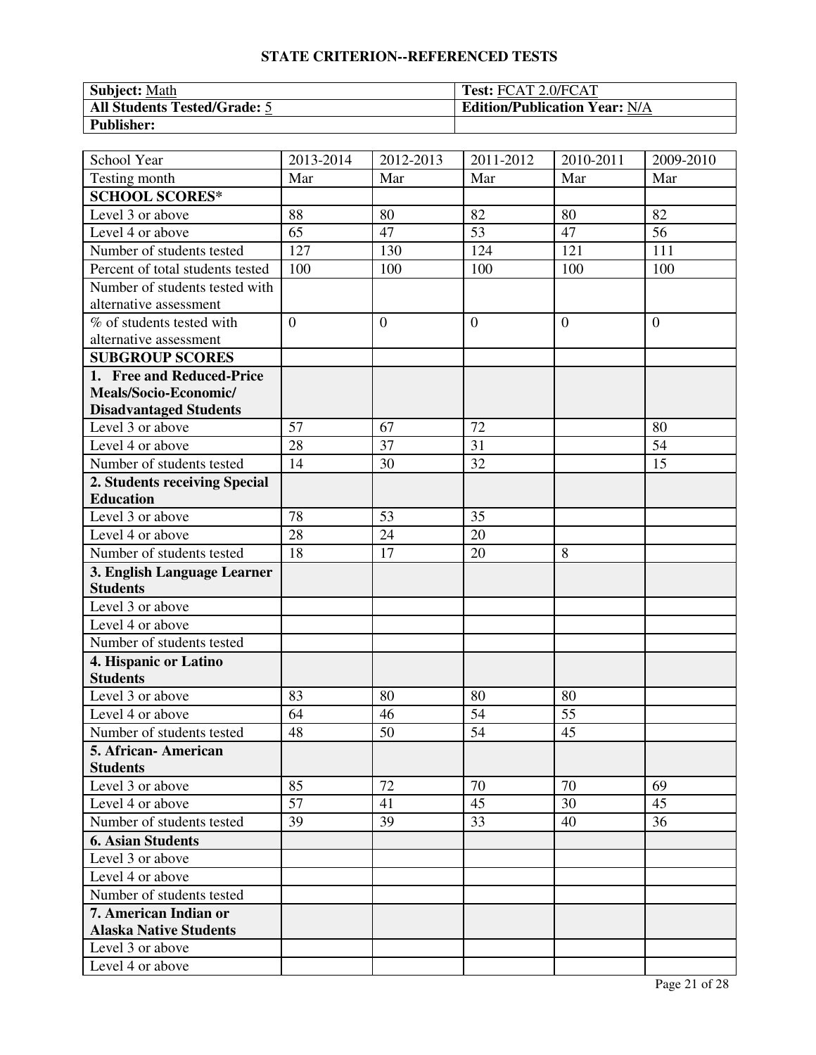## STATE CRITERION--REFERENCED TESTS

| | |
|---|---|
| **Subject:** Math | **Test:** FCAT 2.0/FCAT |
| **All Students Tested/Grade:** 5 | **Edition/Publication Year:** N/A |
| **Publisher:** | |

| School Year | 2013-2014 | 2012-2013 | 2011-2012 | 2010-2011 | 2009-2010 |
|---|---|---|---|---|---|
| Testing month | Mar | Mar | Mar | Mar | Mar |
| **SCHOOL SCORES*** | | | | | |
| Level 3 or above | 88 | 80 | 82 | 80 | 82 |
| Level 4 or above | 65 | 47 | 53 | 47 | 56 |
| Number of students tested | 127 | 130 | 124 | 121 | 111 |
| Percent of total students tested | 100 | 100 | 100 | 100 | 100 |
| Number of students tested with alternative assessment | | | | | |
| % of students tested with alternative assessment | 0 | 0 | 0 | 0 | 0 |
| **SUBGROUP SCORES** | | | | | |
| **1. Free and Reduced-Price Meals/Socio-Economic/ Disadvantaged Students** | | | | | |
| Level 3 or above | 57 | 67 | 72 | | 80 |
| Level 4 or above | 28 | 37 | 31 | | 54 |
| Number of students tested | 14 | 30 | 32 | | 15 |
| **2. Students receiving Special Education** | | | | | |
| Level 3 or above | 78 | 53 | 35 | | |
| Level 4 or above | 28 | 24 | 20 | | |
| Number of students tested | 18 | 17 | 20 | 8 | |
| **3. English Language Learner Students** | | | | | |
| Level 3 or above | | | | | |
| Level 4 or above | | | | | |
| Number of students tested | | | | | |
| **4. Hispanic or Latino Students** | | | | | |
| Level 3 or above | 83 | 80 | 80 | 80 | |
| Level 4 or above | 64 | 46 | 54 | 55 | |
| Number of students tested | 48 | 50 | 54 | 45 | |
| **5. African- American Students** | | | | | |
| Level 3 or above | 85 | 72 | 70 | 70 | 69 |
| Level 4 or above | 57 | 41 | 45 | 30 | 45 |
| Number of students tested | 39 | 39 | 33 | 40 | 36 |
| **6. Asian Students** | | | | | |
| Level 3 or above | | | | | |
| Level 4 or above | | | | | |
| Number of students tested | | | | | |
| **7. American Indian or Alaska Native Students** | | | | | |
| Level 3 or above | | | | | |
| Level 4 or above | | | | | |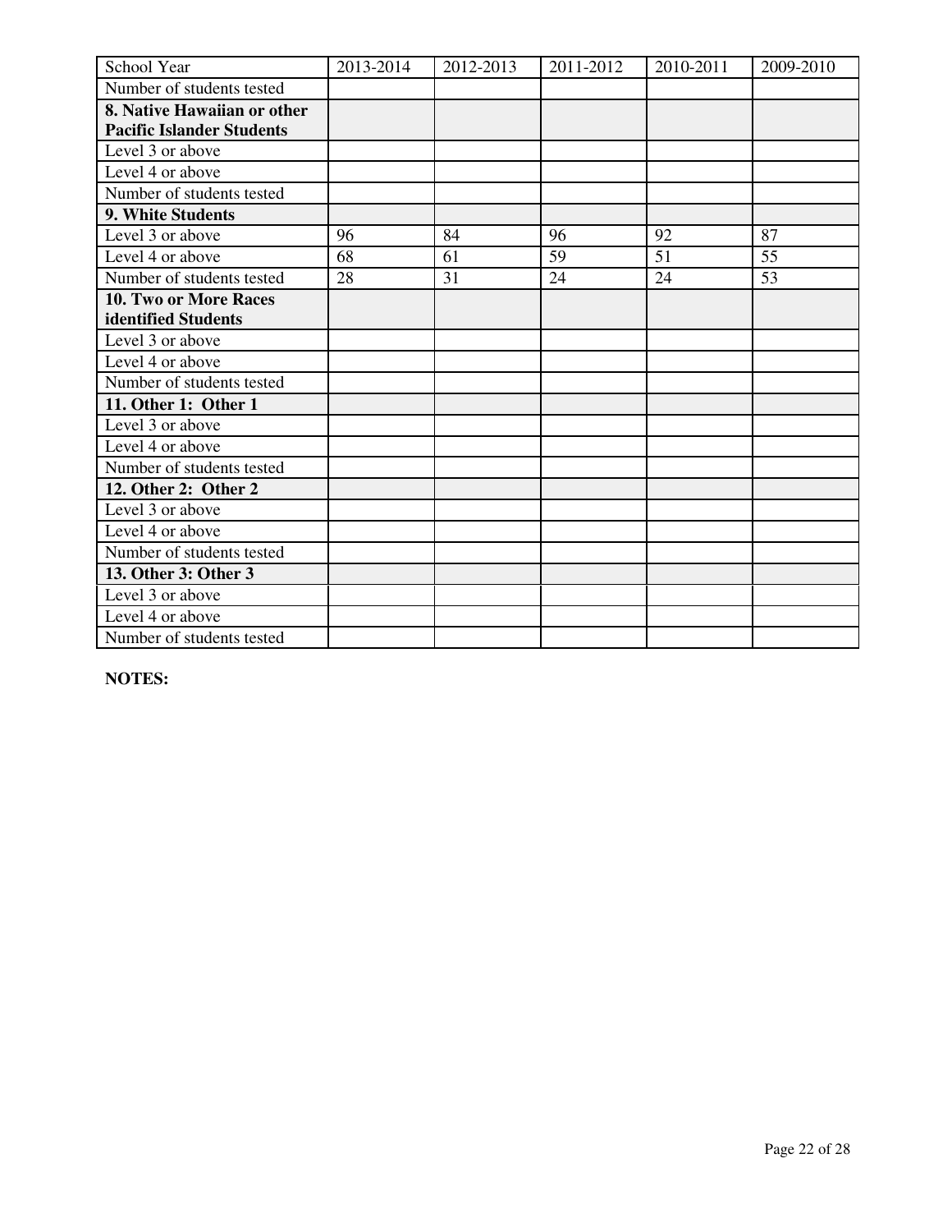| School Year | 2013-2014 | 2012-2013 | 2011-2012 | 2010-2011 | 2009-2010 |
|---|---|---|---|---|---|
| Number of students tested | | | | | |
| **8. Native Hawaiian or other Pacific Islander Students** | | | | | |
| Level 3 or above | | | | | |
| Level 4 or above | | | | | |
| Number of students tested | | | | | |
| **9. White Students** | | | | | |
| Level 3 or above | 96 | 84 | 96 | 92 | 87 |
| Level 4 or above | 68 | 61 | 59 | 51 | 55 |
| Number of students tested | 28 | 31 | 24 | 24 | 53 |
| **10. Two or More Races identified Students** | | | | | |
| Level 3 or above | | | | | |
| Level 4 or above | | | | | |
| Number of students tested | | | | | |
| **11. Other 1: Other 1** | | | | | |
| Level 3 or above | | | | | |
| Level 4 or above | | | | | |
| Number of students tested | | | | | |
| **12. Other 2: Other 2** | | | | | |
| Level 3 or above | | | | | |
| Level 4 or above | | | | | |
| Number of students tested | | | | | |
| **13. Other 3: Other 3** | | | | | |
| Level 3 or above | | | | | |
| Level 4 or above | | | | | |
| Number of students tested | | | | | |

**NOTES:**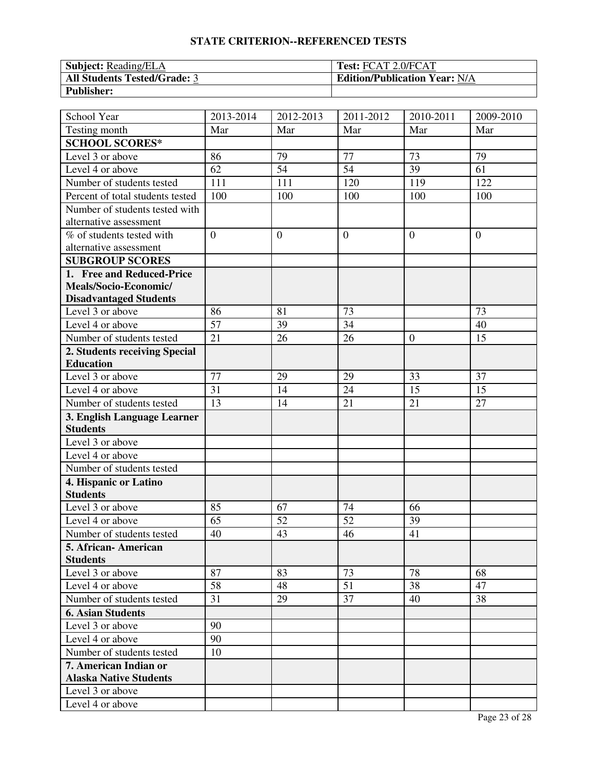# STATE CRITERION--REFERENCED TESTS

| | |
|---|---|
| **Subject:** Reading/ELA | **Test:** FCAT 2.0/FCAT |
| **All Students Tested/Grade:** 3 | **Edition/Publication Year:** N/A |
| **Publisher:** | |

| School Year | 2013-2014 | 2012-2013 | 2011-2012 | 2010-2011 | 2009-2010 |
|---|---|---|---|---|---|
| Testing month | Mar | Mar | Mar | Mar | Mar |
| **SCHOOL SCORES*** | | | | | |
| Level 3 or above | 86 | 79 | 77 | 73 | 79 |
| Level 4 or above | 62 | 54 | 54 | 39 | 61 |
| Number of students tested | 111 | 111 | 120 | 119 | 122 |
| Percent of total students tested | 100 | 100 | 100 | 100 | 100 |
| Number of students tested with alternative assessment | | | | | |
| % of students tested with alternative assessment | 0 | 0 | 0 | 0 | 0 |
| **SUBGROUP SCORES** | | | | | |
| **1. Free and Reduced-Price Meals/Socio-Economic/ Disadvantaged Students** | | | | | |
| Level 3 or above | 86 | 81 | 73 | | 73 |
| Level 4 or above | 57 | 39 | 34 | | 40 |
| Number of students tested | 21 | 26 | 26 | 0 | 15 |
| **2. Students receiving Special Education** | | | | | |
| Level 3 or above | 77 | 29 | 29 | 33 | 37 |
| Level 4 or above | 31 | 14 | 24 | 15 | 15 |
| Number of students tested | 13 | 14 | 21 | 21 | 27 |
| **3. English Language Learner Students** | | | | | |
| Level 3 or above | | | | | |
| Level 4 or above | | | | | |
| Number of students tested | | | | | |
| **4. Hispanic or Latino Students** | | | | | |
| Level 3 or above | 85 | 67 | 74 | 66 | |
| Level 4 or above | 65 | 52 | 52 | 39 | |
| Number of students tested | 40 | 43 | 46 | 41 | |
| **5. African- American Students** | | | | | |
| Level 3 or above | 87 | 83 | 73 | 78 | 68 |
| Level 4 or above | 58 | 48 | 51 | 38 | 47 |
| Number of students tested | 31 | 29 | 37 | 40 | 38 |
| **6. Asian Students** | | | | | |
| Level 3 or above | 90 | | | | |
| Level 4 or above | 90 | | | | |
| Number of students tested | 10 | | | | |
| **7. American Indian or Alaska Native Students** | | | | | |
| Level 3 or above | | | | | |
| Level 4 or above | | | | | |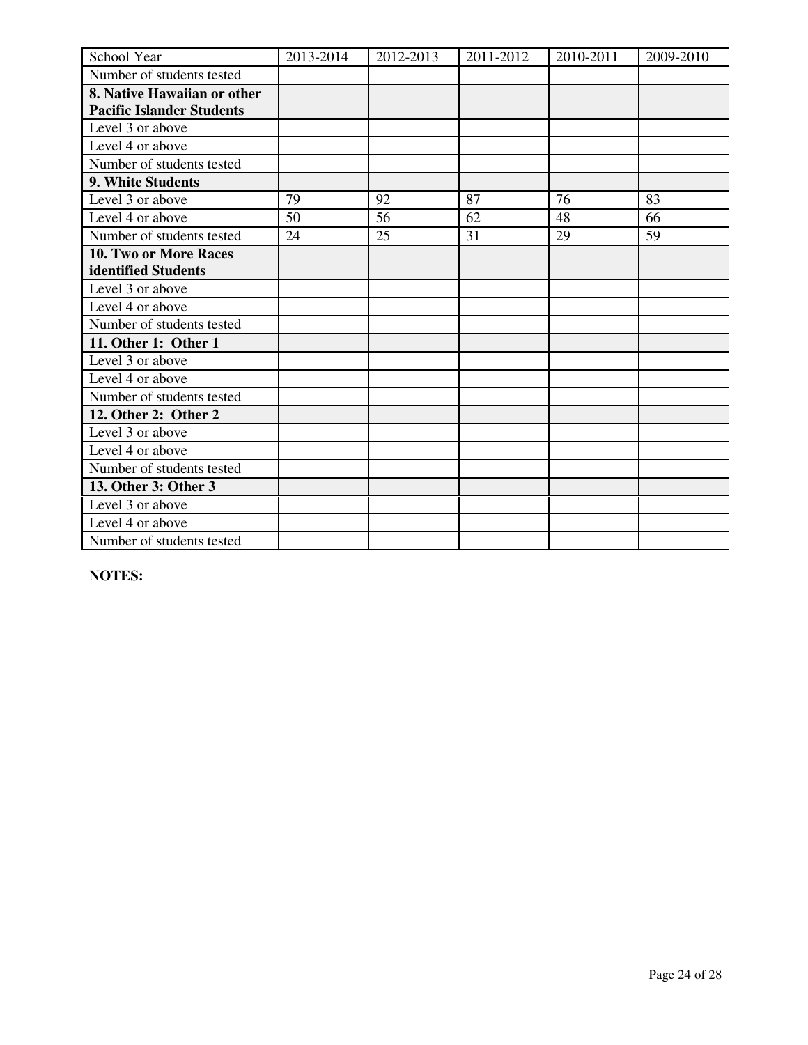| School Year | 2013-2014 | 2012-2013 | 2011-2012 | 2010-2011 | 2009-2010 |
|---|---|---|---|---|---|
| Number of students tested | | | | | |
| **8. Native Hawaiian or other Pacific Islander Students** | | | | | |
| Level 3 or above | | | | | |
| Level 4 or above | | | | | |
| Number of students tested | | | | | |
| **9. White Students** | | | | | |
| Level 3 or above | 79 | 92 | 87 | 76 | 83 |
| Level 4 or above | 50 | 56 | 62 | 48 | 66 |
| Number of students tested | 24 | 25 | 31 | 29 | 59 |
| **10. Two or More Races identified Students** | | | | | |
| Level 3 or above | | | | | |
| Level 4 or above | | | | | |
| Number of students tested | | | | | |
| **11. Other 1: Other 1** | | | | | |
| Level 3 or above | | | | | |
| Level 4 or above | | | | | |
| Number of students tested | | | | | |
| **12. Other 2: Other 2** | | | | | |
| Level 3 or above | | | | | |
| Level 4 or above | | | | | |
| Number of students tested | | | | | |
| **13. Other 3: Other 3** | | | | | |
| Level 3 or above | | | | | |
| Level 4 or above | | | | | |
| Number of students tested | | | | | |

**NOTES:**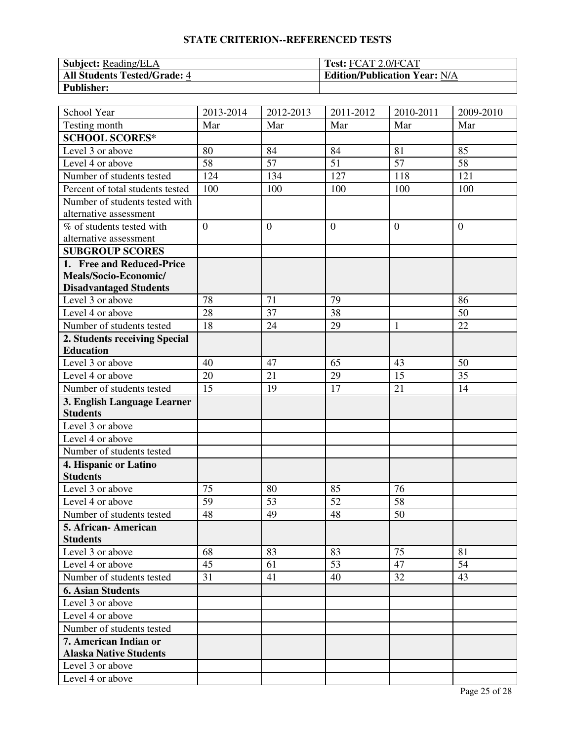## STATE CRITERION--REFERENCED TESTS

| | |
|---|---|
| **Subject:** Reading/ELA | **Test:** FCAT 2.0/FCAT |
| **All Students Tested/Grade:** 4 | **Edition/Publication Year:** N/A |
| **Publisher:** | |

| School Year | 2013-2014 | 2012-2013 | 2011-2012 | 2010-2011 | 2009-2010 |
|---|---|---|---|---|---|
| Testing month | Mar | Mar | Mar | Mar | Mar |
| **SCHOOL SCORES*** | | | | | |
| Level 3 or above | 80 | 84 | 84 | 81 | 85 |
| Level 4 or above | 58 | 57 | 51 | 57 | 58 |
| Number of students tested | 124 | 134 | 127 | 118 | 121 |
| Percent of total students tested | 100 | 100 | 100 | 100 | 100 |
| Number of students tested with alternative assessment | | | | | |
| % of students tested with alternative assessment | 0 | 0 | 0 | 0 | 0 |
| **SUBGROUP SCORES** | | | | | |
| **1. Free and Reduced-Price Meals/Socio-Economic/ Disadvantaged Students** | | | | | |
| Level 3 or above | 78 | 71 | 79 | | 86 |
| Level 4 or above | 28 | 37 | 38 | | 50 |
| Number of students tested | 18 | 24 | 29 | 1 | 22 |
| **2. Students receiving Special Education** | | | | | |
| Level 3 or above | 40 | 47 | 65 | 43 | 50 |
| Level 4 or above | 20 | 21 | 29 | 15 | 35 |
| Number of students tested | 15 | 19 | 17 | 21 | 14 |
| **3. English Language Learner Students** | | | | | |
| Level 3 or above | | | | | |
| Level 4 or above | | | | | |
| Number of students tested | | | | | |
| **4. Hispanic or Latino Students** | | | | | |
| Level 3 or above | 75 | 80 | 85 | 76 | |
| Level 4 or above | 59 | 53 | 52 | 58 | |
| Number of students tested | 48 | 49 | 48 | 50 | |
| **5. African- American Students** | | | | | |
| Level 3 or above | 68 | 83 | 83 | 75 | 81 |
| Level 4 or above | 45 | 61 | 53 | 47 | 54 |
| Number of students tested | 31 | 41 | 40 | 32 | 43 |
| **6. Asian Students** | | | | | |
| Level 3 or above | | | | | |
| Level 4 or above | | | | | |
| Number of students tested | | | | | |
| **7. American Indian or Alaska Native Students** | | | | | |
| Level 3 or above | | | | | |
| Level 4 or above | | | | | |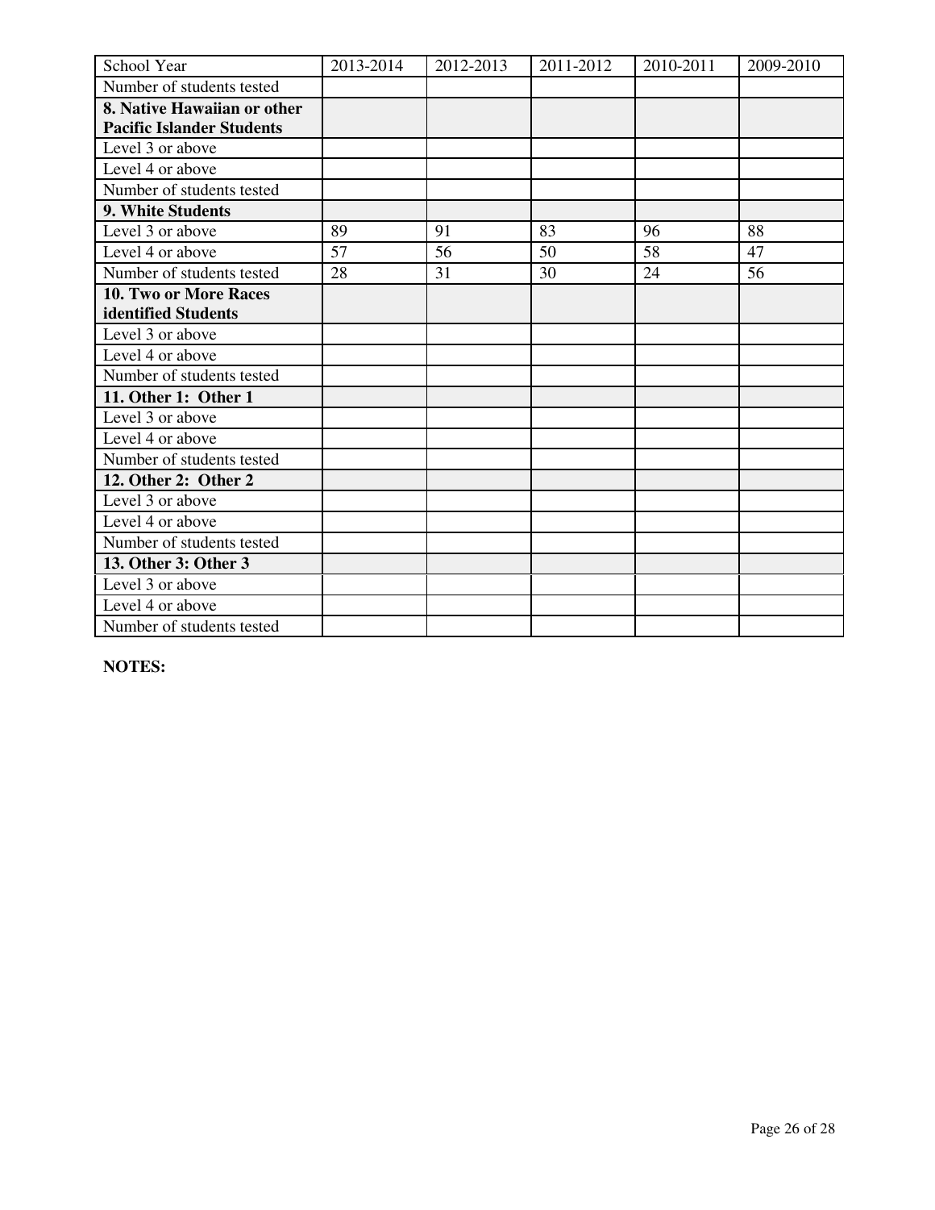| School Year | 2013-2014 | 2012-2013 | 2011-2012 | 2010-2011 | 2009-2010 |
|---|---|---|---|---|---|
| Number of students tested | | | | | |
| **8. Native Hawaiian or other Pacific Islander Students** | | | | | |
| Level 3 or above | | | | | |
| Level 4 or above | | | | | |
| Number of students tested | | | | | |
| **9. White Students** | | | | | |
| Level 3 or above | 89 | 91 | 83 | 96 | 88 |
| Level 4 or above | 57 | 56 | 50 | 58 | 47 |
| Number of students tested | 28 | 31 | 30 | 24 | 56 |
| **10. Two or More Races identified Students** | | | | | |
| Level 3 or above | | | | | |
| Level 4 or above | | | | | |
| Number of students tested | | | | | |
| **11. Other 1: Other 1** | | | | | |
| Level 3 or above | | | | | |
| Level 4 or above | | | | | |
| Number of students tested | | | | | |
| **12. Other 2: Other 2** | | | | | |
| Level 3 or above | | | | | |
| Level 4 or above | | | | | |
| Number of students tested | | | | | |
| **13. Other 3: Other 3** | | | | | |
| Level 3 or above | | | | | |
| Level 4 or above | | | | | |
| Number of students tested | | | | | |

**NOTES:**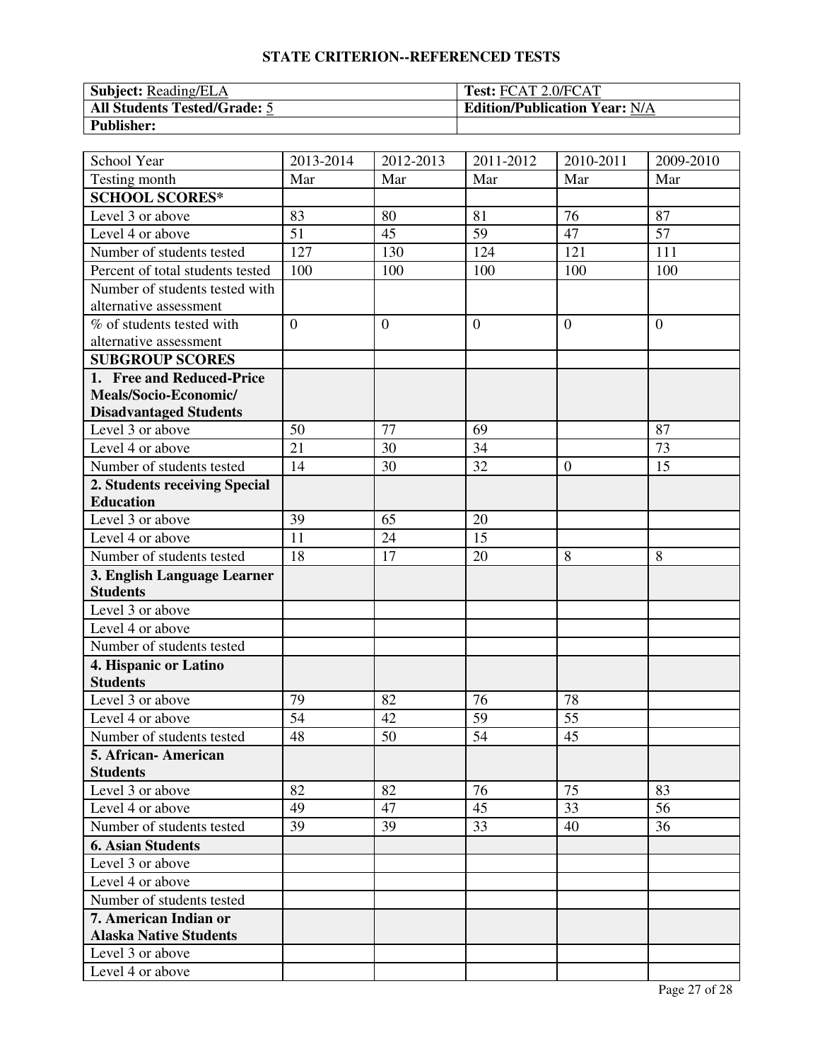## STATE CRITERION--REFERENCED TESTS

| | |
|---|---|
| **Subject:** Reading/ELA | **Test:** FCAT 2.0/FCAT |
| **All Students Tested/Grade:** 5 | **Edition/Publication Year:** N/A |
| **Publisher:** | |

| School Year | 2013-2014 | 2012-2013 | 2011-2012 | 2010-2011 | 2009-2010 |
|---|---|---|---|---|---|
| Testing month | Mar | Mar | Mar | Mar | Mar |
| **SCHOOL SCORES*** | | | | | |
| Level 3 or above | 83 | 80 | 81 | 76 | 87 |
| Level 4 or above | 51 | 45 | 59 | 47 | 57 |
| Number of students tested | 127 | 130 | 124 | 121 | 111 |
| Percent of total students tested | 100 | 100 | 100 | 100 | 100 |
| Number of students tested with alternative assessment | | | | | |
| % of students tested with alternative assessment | 0 | 0 | 0 | 0 | 0 |
| **SUBGROUP SCORES** | | | | | |
| **1. Free and Reduced-Price Meals/Socio-Economic/ Disadvantaged Students** | | | | | |
| Level 3 or above | 50 | 77 | 69 | | 87 |
| Level 4 or above | 21 | 30 | 34 | | 73 |
| Number of students tested | 14 | 30 | 32 | 0 | 15 |
| **2. Students receiving Special Education** | | | | | |
| Level 3 or above | 39 | 65 | 20 | | |
| Level 4 or above | 11 | 24 | 15 | | |
| Number of students tested | 18 | 17 | 20 | 8 | 8 |
| **3. English Language Learner Students** | | | | | |
| Level 3 or above | | | | | |
| Level 4 or above | | | | | |
| Number of students tested | | | | | |
| **4. Hispanic or Latino Students** | | | | | |
| Level 3 or above | 79 | 82 | 76 | 78 | |
| Level 4 or above | 54 | 42 | 59 | 55 | |
| Number of students tested | 48 | 50 | 54 | 45 | |
| **5. African- American Students** | | | | | |
| Level 3 or above | 82 | 82 | 76 | 75 | 83 |
| Level 4 or above | 49 | 47 | 45 | 33 | 56 |
| Number of students tested | 39 | 39 | 33 | 40 | 36 |
| **6. Asian Students** | | | | | |
| Level 3 or above | | | | | |
| Level 4 or above | | | | | |
| Number of students tested | | | | | |
| **7. American Indian or Alaska Native Students** | | | | | |
| Level 3 or above | | | | | |
| Level 4 or above | | | | | |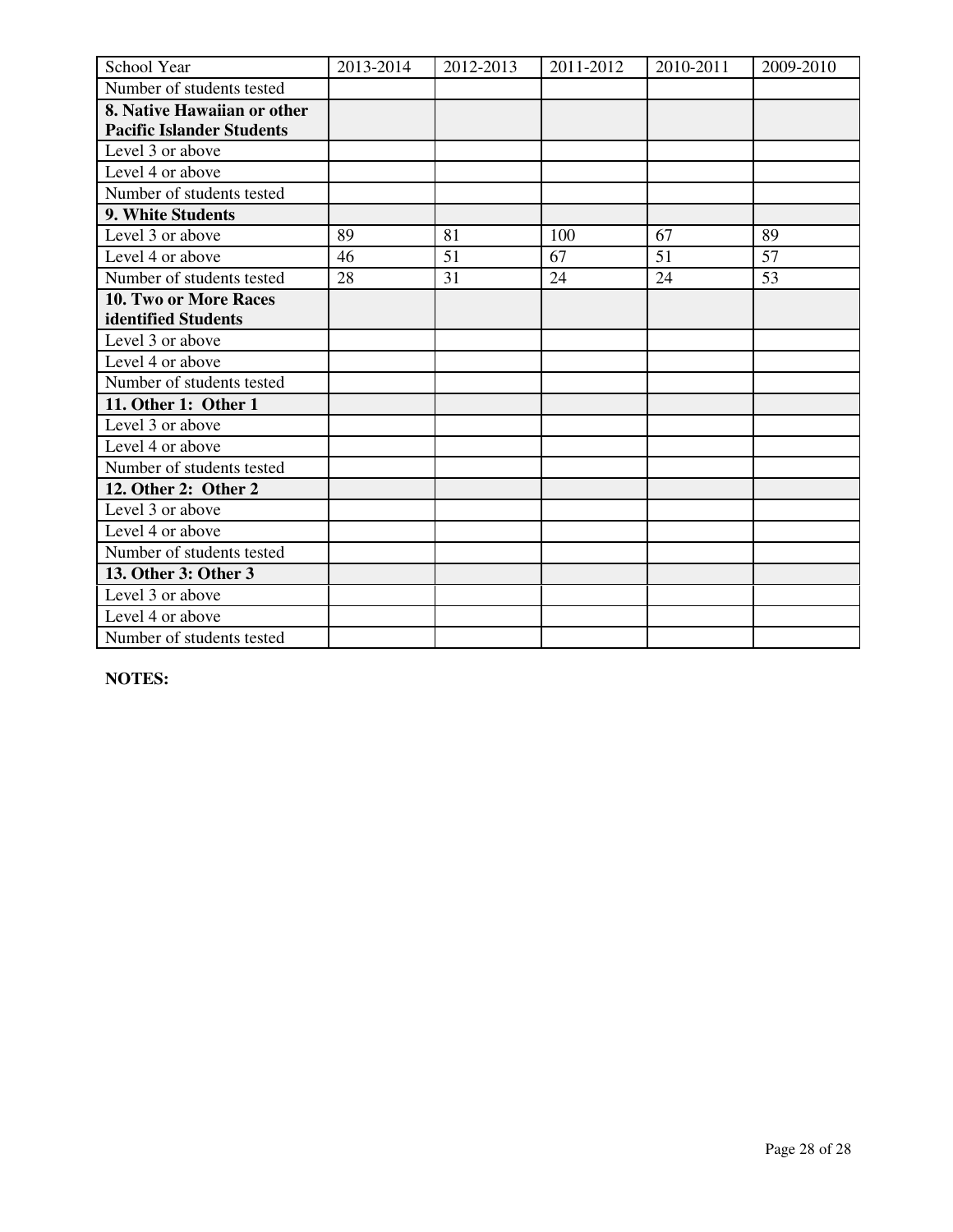| School Year | 2013-2014 | 2012-2013 | 2011-2012 | 2010-2011 | 2009-2010 |
|---|---|---|---|---|---|
| Number of students tested | | | | | |
| **8. Native Hawaiian or other Pacific Islander Students** | | | | | |
| Level 3 or above | | | | | |
| Level 4 or above | | | | | |
| Number of students tested | | | | | |
| **9. White Students** | | | | | |
| Level 3 or above | 89 | 81 | 100 | 67 | 89 |
| Level 4 or above | 46 | 51 | 67 | 51 | 57 |
| Number of students tested | 28 | 31 | 24 | 24 | 53 |
| **10. Two or More Races identified Students** | | | | | |
| Level 3 or above | | | | | |
| Level 4 or above | | | | | |
| Number of students tested | | | | | |
| **11. Other 1: Other 1** | | | | | |
| Level 3 or above | | | | | |
| Level 4 or above | | | | | |
| Number of students tested | | | | | |
| **12. Other 2: Other 2** | | | | | |
| Level 3 or above | | | | | |
| Level 4 or above | | | | | |
| Number of students tested | | | | | |
| **13. Other 3: Other 3** | | | | | |
| Level 3 or above | | | | | |
| Level 4 or above | | | | | |
| Number of students tested | | | | | |

**NOTES:**